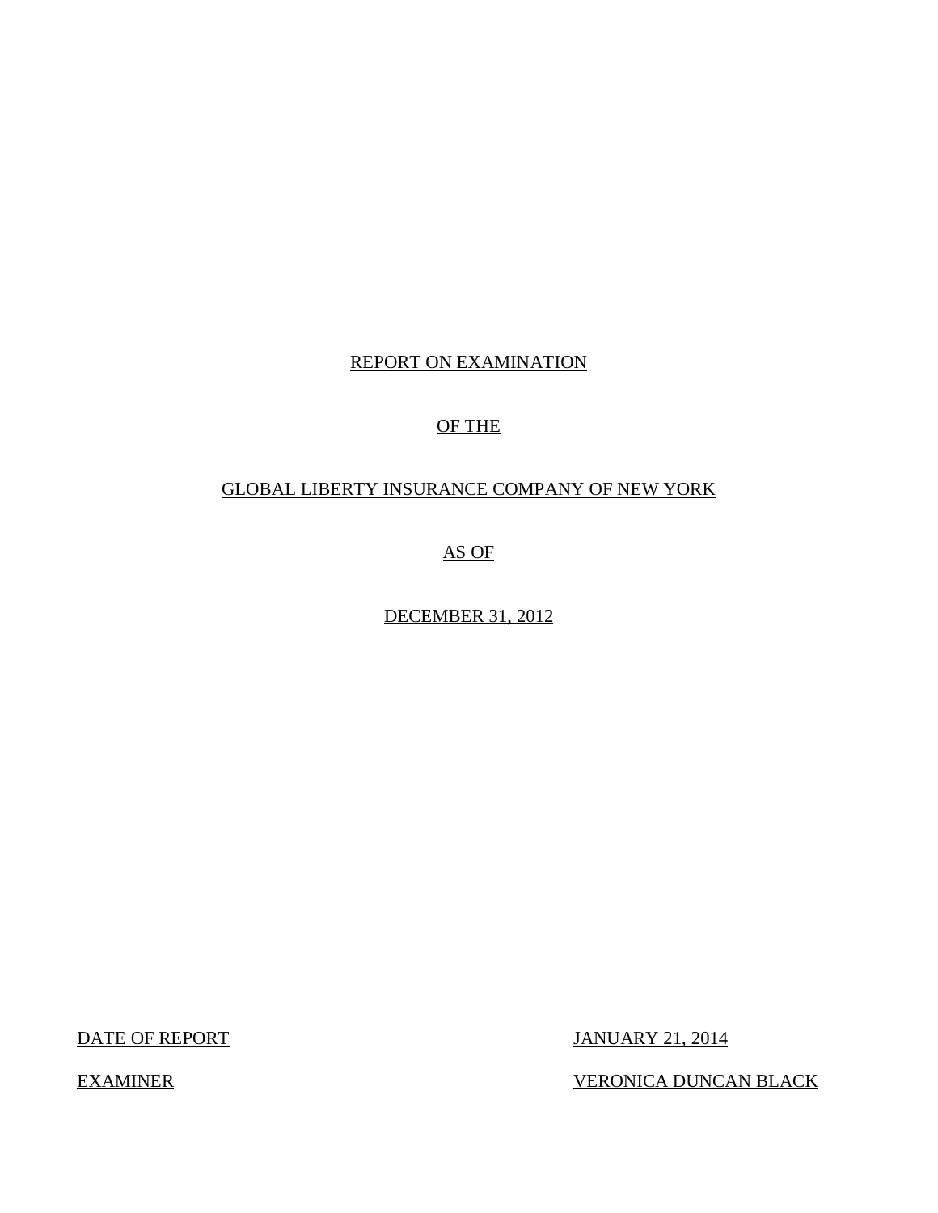# REPORT ON EXAMINATION

# OF THE

# GLOBAL LIBERTY INSURANCE COMPANY OF NEW YORK

# AS OF

# DECEMBER 31, 2012

| DATE OF REPORT | JANUARY 21, 2014 |
|---|---|
| EXAMINER | VERONICA DUNCAN BLACK |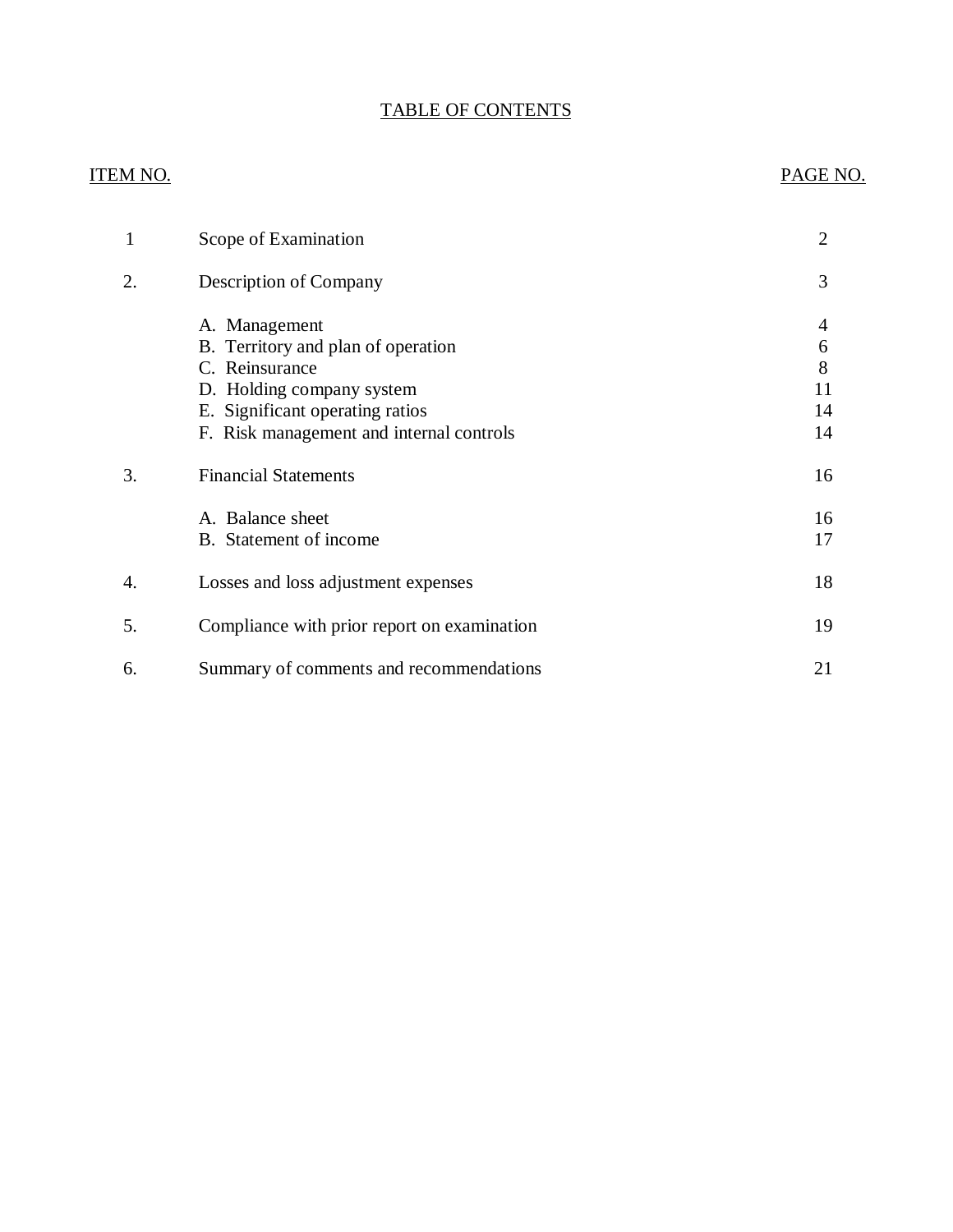# TABLE OF CONTENTS

| ITEM NO. | | PAGE NO. |
|---|---|---|
| 1 | Scope of Examination | 2 |
| 2. | Description of Company | 3 |
| | A. Management | 4 |
| | B. Territory and plan of operation | 6 |
| | C. Reinsurance | 8 |
| | D. Holding company system | 11 |
| | E. Significant operating ratios | 14 |
| | F. Risk management and internal controls | 14 |
| 3. | Financial Statements | 16 |
| | A. Balance sheet | 16 |
| | B. Statement of income | 17 |
| 4. | Losses and loss adjustment expenses | 18 |
| 5. | Compliance with prior report on examination | 19 |
| 6. | Summary of comments and recommendations | 21 |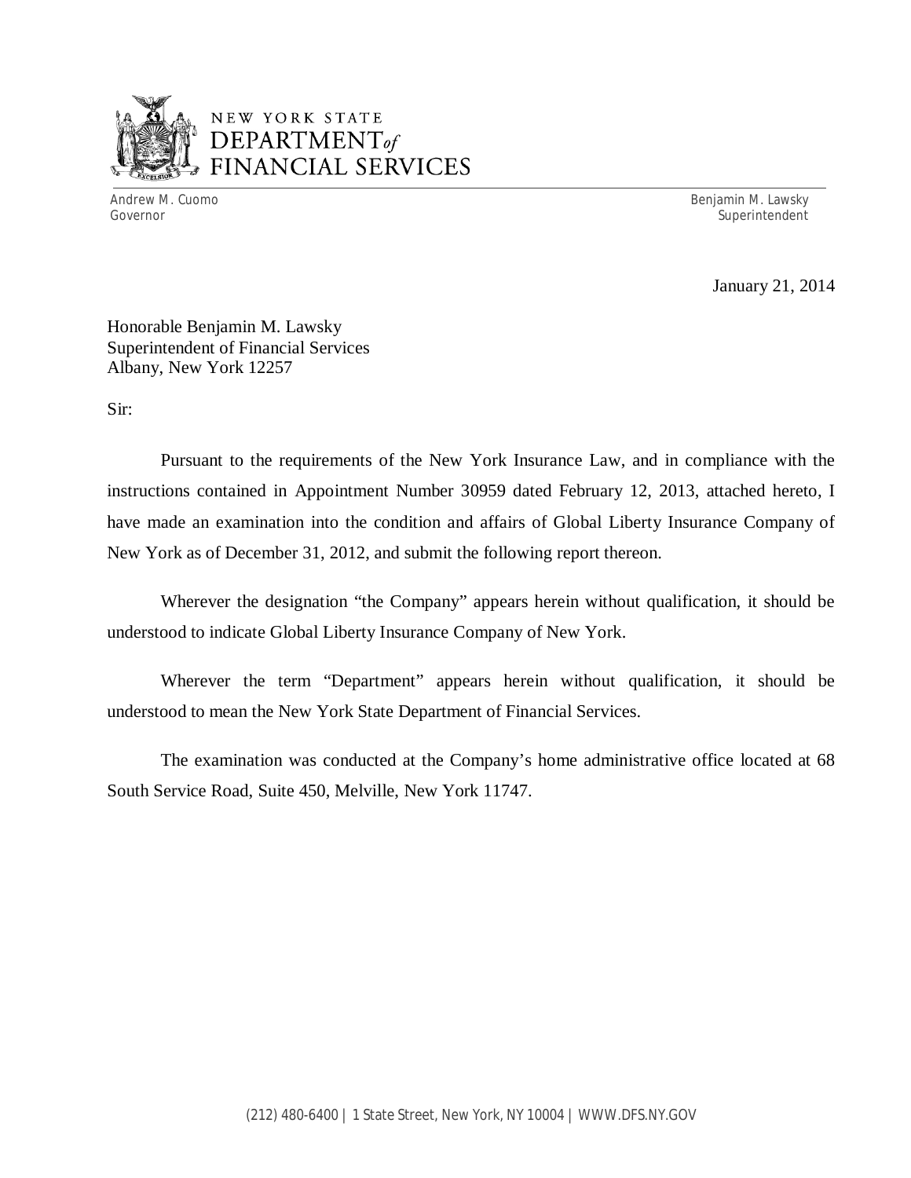NEW YORK STATE
DEPARTMENT *of*
FINANCIAL SERVICES

Andrew M. Cuomo
Governor

Benjamin M. Lawsky
Superintendent

January 21, 2014

Honorable Benjamin M. Lawsky
Superintendent of Financial Services
Albany, New York 12257

Sir:

Pursuant to the requirements of the New York Insurance Law, and in compliance with the instructions contained in Appointment Number 30959 dated February 12, 2013, attached hereto, I have made an examination into the condition and affairs of Global Liberty Insurance Company of New York as of December 31, 2012, and submit the following report thereon.

Wherever the designation "the Company" appears herein without qualification, it should be understood to indicate Global Liberty Insurance Company of New York.

Wherever the term "Department" appears herein without qualification, it should be understood to mean the New York State Department of Financial Services.

The examination was conducted at the Company's home administrative office located at 68 South Service Road, Suite 450, Melville, New York 11747.

(212) 480-6400 | 1 State Street, New York, NY 10004 | WWW.DFS.NY.GOV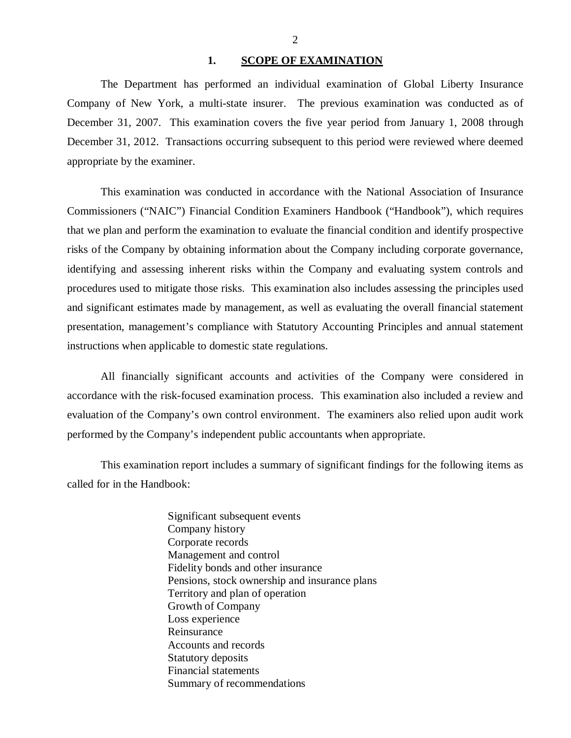## 1. SCOPE OF EXAMINATION

The Department has performed an individual examination of Global Liberty Insurance Company of New York, a multi-state insurer. The previous examination was conducted as of December 31, 2007. This examination covers the five year period from January 1, 2008 through December 31, 2012. Transactions occurring subsequent to this period were reviewed where deemed appropriate by the examiner.

This examination was conducted in accordance with the National Association of Insurance Commissioners ("NAIC") Financial Condition Examiners Handbook ("Handbook"), which requires that we plan and perform the examination to evaluate the financial condition and identify prospective risks of the Company by obtaining information about the Company including corporate governance, identifying and assessing inherent risks within the Company and evaluating system controls and procedures used to mitigate those risks. This examination also includes assessing the principles used and significant estimates made by management, as well as evaluating the overall financial statement presentation, management's compliance with Statutory Accounting Principles and annual statement instructions when applicable to domestic state regulations.

All financially significant accounts and activities of the Company were considered in accordance with the risk-focused examination process. This examination also included a review and evaluation of the Company's own control environment. The examiners also relied upon audit work performed by the Company's independent public accountants when appropriate.

This examination report includes a summary of significant findings for the following items as called for in the Handbook:

Significant subsequent events
Company history
Corporate records
Management and control
Fidelity bonds and other insurance
Pensions, stock ownership and insurance plans
Territory and plan of operation
Growth of Company
Loss experience
Reinsurance
Accounts and records
Statutory deposits
Financial statements
Summary of recommendations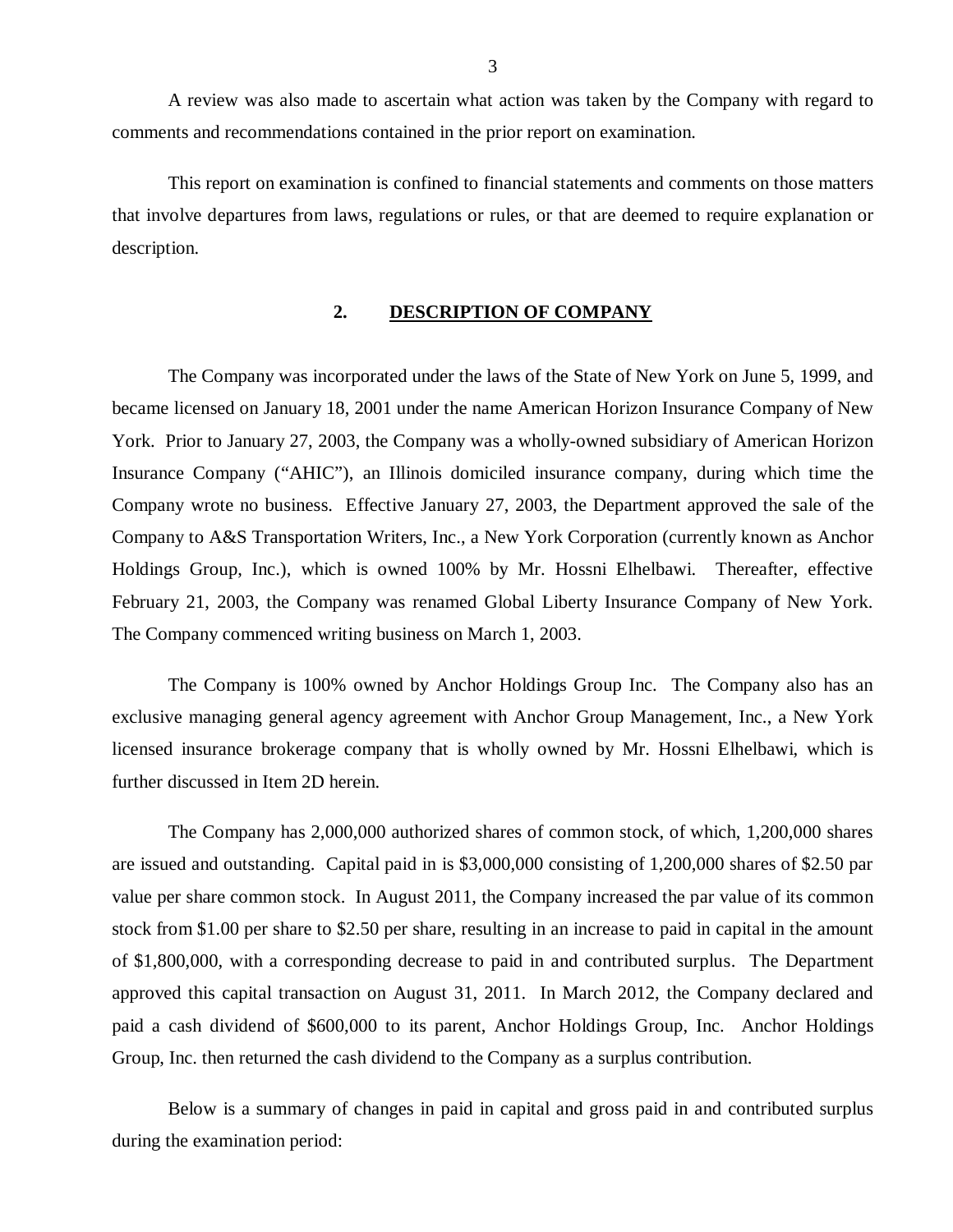A review was also made to ascertain what action was taken by the Company with regard to comments and recommendations contained in the prior report on examination.

This report on examination is confined to financial statements and comments on those matters that involve departures from laws, regulations or rules, or that are deemed to require explanation or description.

## 2. DESCRIPTION OF COMPANY

The Company was incorporated under the laws of the State of New York on June 5, 1999, and became licensed on January 18, 2001 under the name American Horizon Insurance Company of New York. Prior to January 27, 2003, the Company was a wholly-owned subsidiary of American Horizon Insurance Company ("AHIC"), an Illinois domiciled insurance company, during which time the Company wrote no business. Effective January 27, 2003, the Department approved the sale of the Company to A&S Transportation Writers, Inc., a New York Corporation (currently known as Anchor Holdings Group, Inc.), which is owned 100% by Mr. Hossni Elhelbawi. Thereafter, effective February 21, 2003, the Company was renamed Global Liberty Insurance Company of New York. The Company commenced writing business on March 1, 2003.

The Company is 100% owned by Anchor Holdings Group Inc. The Company also has an exclusive managing general agency agreement with Anchor Group Management, Inc., a New York licensed insurance brokerage company that is wholly owned by Mr. Hossni Elhelbawi, which is further discussed in Item 2D herein.

The Company has 2,000,000 authorized shares of common stock, of which, 1,200,000 shares are issued and outstanding. Capital paid in is $3,000,000 consisting of 1,200,000 shares of $2.50 par value per share common stock. In August 2011, the Company increased the par value of its common stock from $1.00 per share to $2.50 per share, resulting in an increase to paid in capital in the amount of $1,800,000, with a corresponding decrease to paid in and contributed surplus. The Department approved this capital transaction on August 31, 2011. In March 2012, the Company declared and paid a cash dividend of $600,000 to its parent, Anchor Holdings Group, Inc. Anchor Holdings Group, Inc. then returned the cash dividend to the Company as a surplus contribution.

Below is a summary of changes in paid in capital and gross paid in and contributed surplus during the examination period: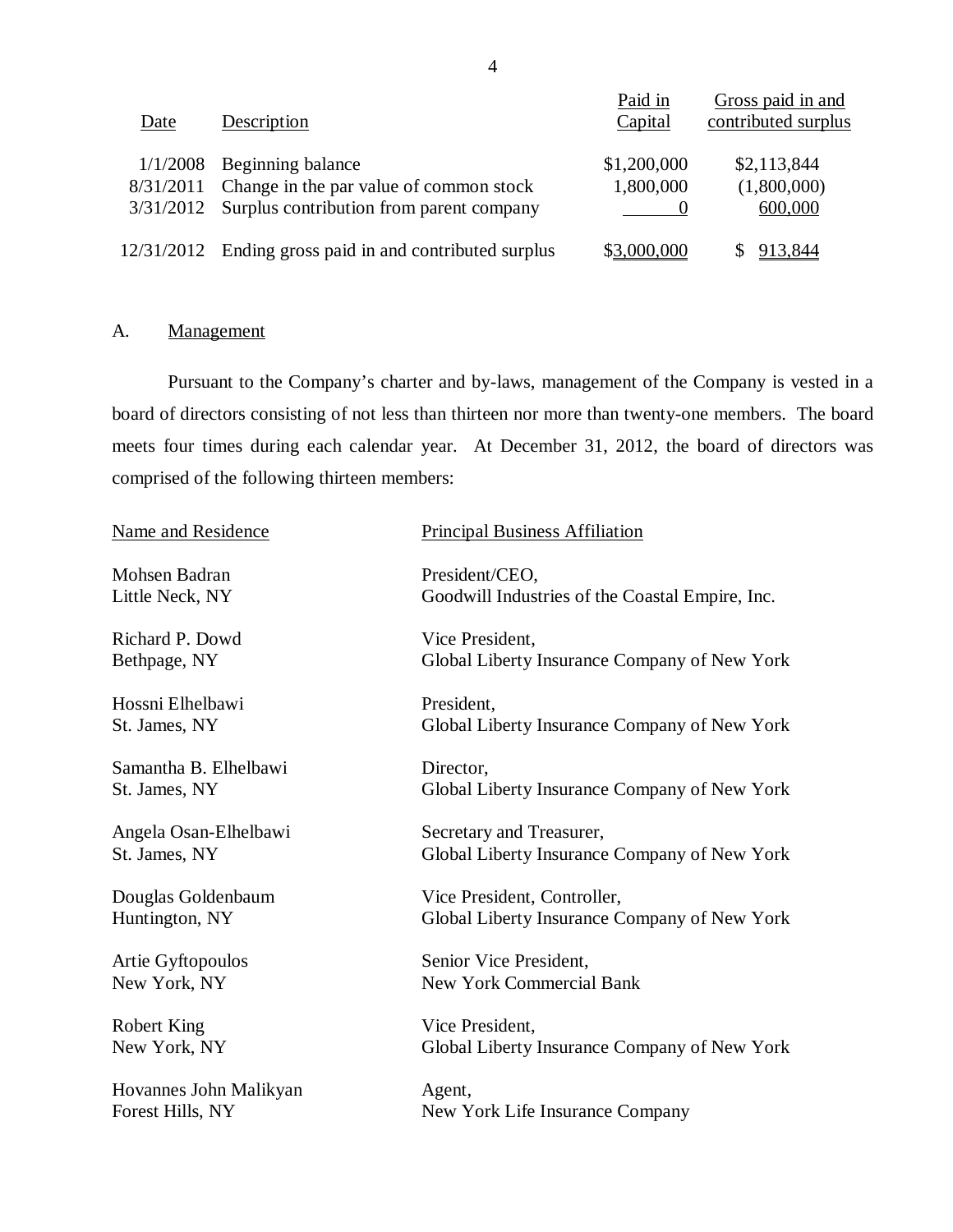| Date | Description | Paid in Capital | Gross paid in and contributed surplus |
|---|---|---|---|
| 1/1/2008 | Beginning balance | $1,200,000 | $2,113,844 |
| 8/31/2011 | Change in the par value of common stock | 1,800,000 | (1,800,000) |
| 3/31/2012 | Surplus contribution from parent company | 0 | 600,000 |
| 12/31/2012 | Ending gross paid in and contributed surplus | $3,000,000 | $ 913,844 |

A. Management

Pursuant to the Company's charter and by-laws, management of the Company is vested in a board of directors consisting of not less than thirteen nor more than twenty-one members. The board meets four times during each calendar year. At December 31, 2012, the board of directors was comprised of the following thirteen members:

| Name and Residence | Principal Business Affiliation |
|---|---|
| Mohsen Badran<br>Little Neck, NY | President/CEO,<br>Goodwill Industries of the Coastal Empire, Inc. |
| Richard P. Dowd<br>Bethpage, NY | Vice President,<br>Global Liberty Insurance Company of New York |
| Hossni Elhelbawi<br>St. James, NY | President,<br>Global Liberty Insurance Company of New York |
| Samantha B. Elhelbawi<br>St. James, NY | Director,<br>Global Liberty Insurance Company of New York |
| Angela Osan-Elhelbawi<br>St. James, NY | Secretary and Treasurer,<br>Global Liberty Insurance Company of New York |
| Douglas Goldenbaum<br>Huntington, NY | Vice President, Controller,<br>Global Liberty Insurance Company of New York |
| Artie Gyftopoulos<br>New York, NY | Senior Vice President,<br>New York Commercial Bank |
| Robert King<br>New York, NY | Vice President,<br>Global Liberty Insurance Company of New York |
| Hovannes John Malikyan<br>Forest Hills, NY | Agent,<br>New York Life Insurance Company |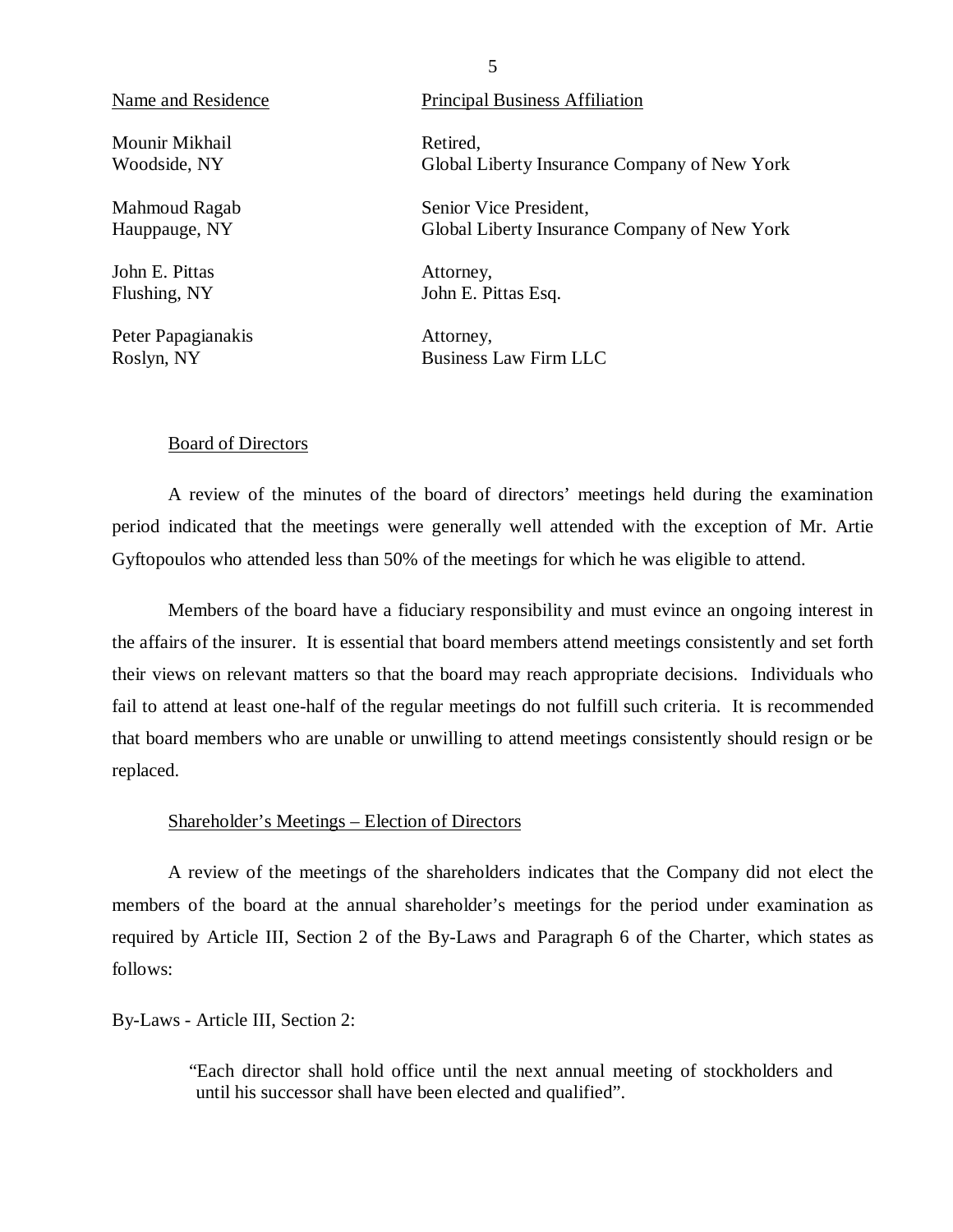| Name and Residence | Principal Business Affiliation |
|---|---|
| Mounir Mikhail<br>Woodside, NY | Retired,<br>Global Liberty Insurance Company of New York |
| Mahmoud Ragab<br>Hauppauge, NY | Senior Vice President,<br>Global Liberty Insurance Company of New York |
| John E. Pittas<br>Flushing, NY | Attorney,<br>John E. Pittas Esq. |
| Peter Papagianakis<br>Roslyn, NY | Attorney,<br>Business Law Firm LLC |

Board of Directors

A review of the minutes of the board of directors' meetings held during the examination period indicated that the meetings were generally well attended with the exception of Mr. Artie Gyftopoulos who attended less than 50% of the meetings for which he was eligible to attend.

Members of the board have a fiduciary responsibility and must evince an ongoing interest in the affairs of the insurer. It is essential that board members attend meetings consistently and set forth their views on relevant matters so that the board may reach appropriate decisions. Individuals who fail to attend at least one-half of the regular meetings do not fulfill such criteria. It is recommended that board members who are unable or unwilling to attend meetings consistently should resign or be replaced.

Shareholder's Meetings – Election of Directors

A review of the meetings of the shareholders indicates that the Company did not elect the members of the board at the annual shareholder's meetings for the period under examination as required by Article III, Section 2 of the By-Laws and Paragraph 6 of the Charter, which states as follows:

By-Laws - Article III, Section 2:

> "Each director shall hold office until the next annual meeting of stockholders and until his successor shall have been elected and qualified".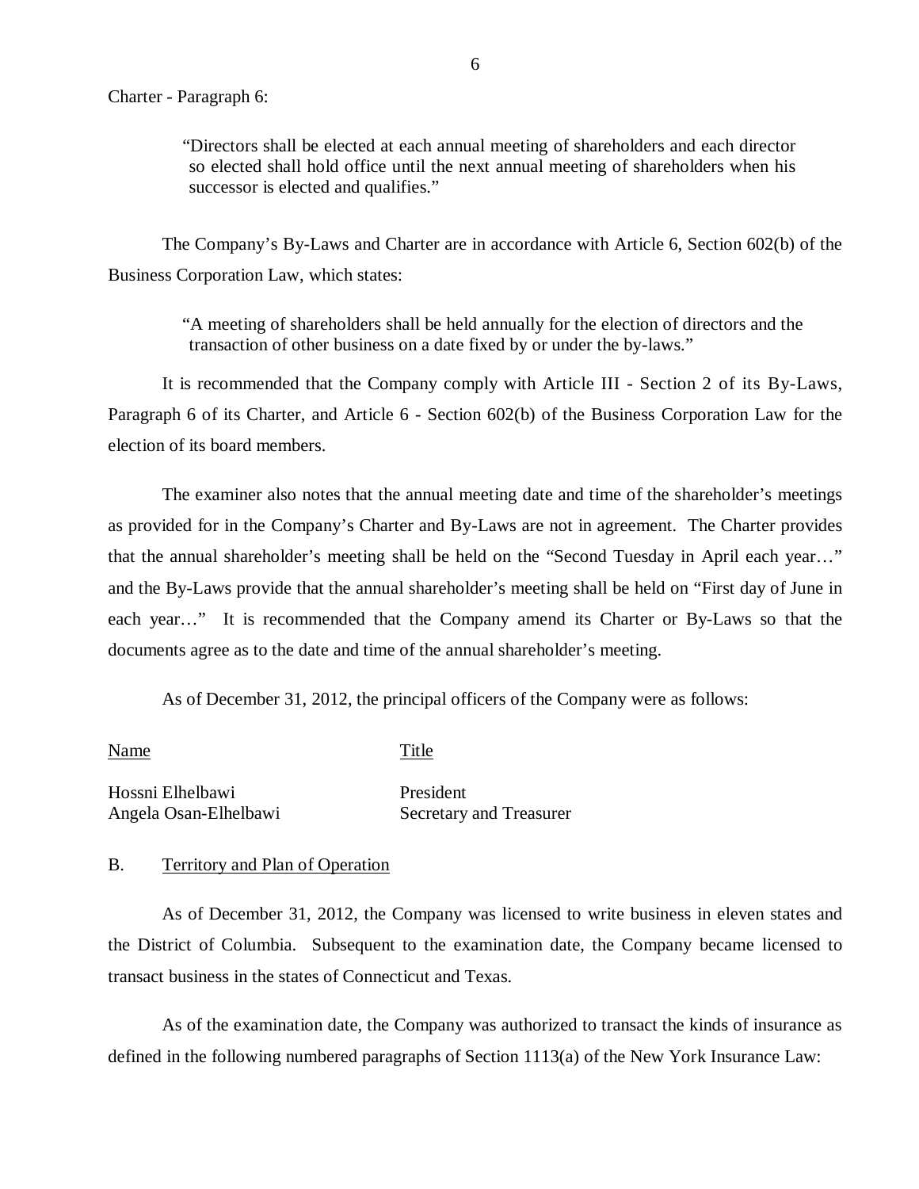Charter - Paragraph 6:

> "Directors shall be elected at each annual meeting of shareholders and each director so elected shall hold office until the next annual meeting of shareholders when his successor is elected and qualifies."

The Company's By-Laws and Charter are in accordance with Article 6, Section 602(b) of the Business Corporation Law, which states:

> "A meeting of shareholders shall be held annually for the election of directors and the transaction of other business on a date fixed by or under the by-laws."

It is recommended that the Company comply with Article III - Section 2 of its By-Laws, Paragraph 6 of its Charter, and Article 6 - Section 602(b) of the Business Corporation Law for the election of its board members.

The examiner also notes that the annual meeting date and time of the shareholder's meetings as provided for in the Company's Charter and By-Laws are not in agreement. The Charter provides that the annual shareholder's meeting shall be held on the "Second Tuesday in April each year…" and the By-Laws provide that the annual shareholder's meeting shall be held on "First day of June in each year…" It is recommended that the Company amend its Charter or By-Laws so that the documents agree as to the date and time of the annual shareholder's meeting.

As of December 31, 2012, the principal officers of the Company were as follows:

| Name | Title |
|---|---|
| Hossni Elhelbawi | President |
| Angela Osan-Elhelbawi | Secretary and Treasurer |

## B. Territory and Plan of Operation

As of December 31, 2012, the Company was licensed to write business in eleven states and the District of Columbia. Subsequent to the examination date, the Company became licensed to transact business in the states of Connecticut and Texas.

As of the examination date, the Company was authorized to transact the kinds of insurance as defined in the following numbered paragraphs of Section 1113(a) of the New York Insurance Law: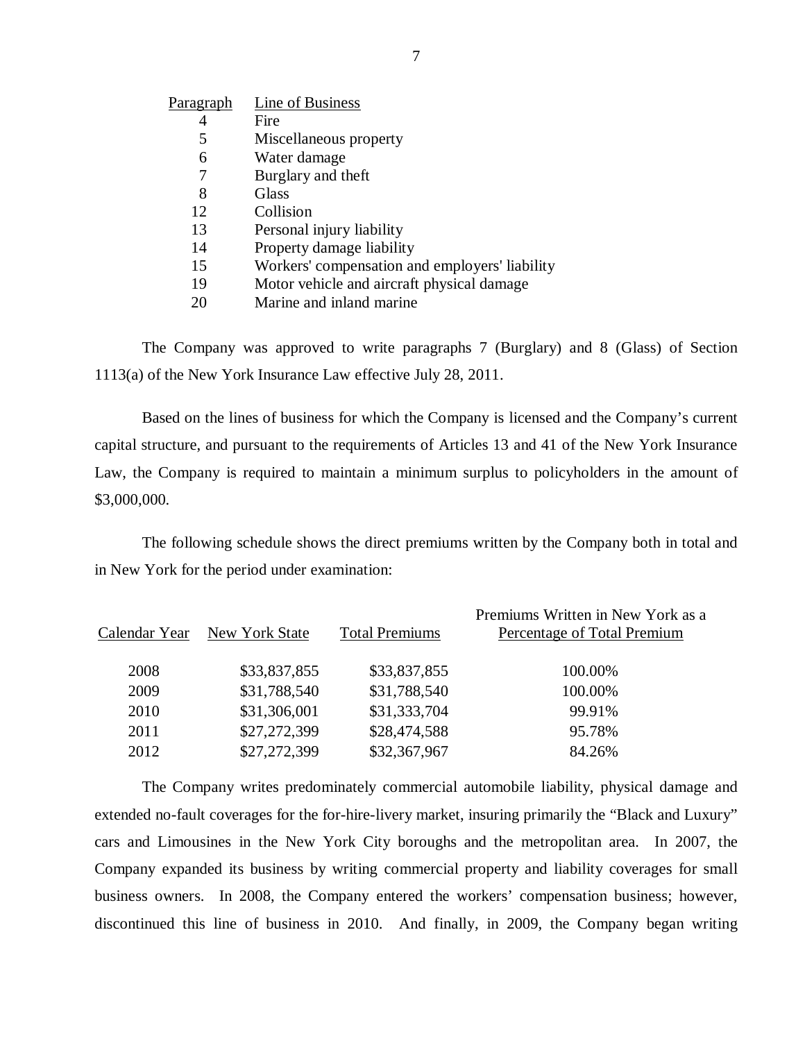| Paragraph | Line of Business |
|---|---|
| 4 | Fire |
| 5 | Miscellaneous property |
| 6 | Water damage |
| 7 | Burglary and theft |
| 8 | Glass |
| 12 | Collision |
| 13 | Personal injury liability |
| 14 | Property damage liability |
| 15 | Workers' compensation and employers' liability |
| 19 | Motor vehicle and aircraft physical damage |
| 20 | Marine and inland marine |

The Company was approved to write paragraphs 7 (Burglary) and 8 (Glass) of Section 1113(a) of the New York Insurance Law effective July 28, 2011.

Based on the lines of business for which the Company is licensed and the Company's current capital structure, and pursuant to the requirements of Articles 13 and 41 of the New York Insurance Law, the Company is required to maintain a minimum surplus to policyholders in the amount of $3,000,000.

The following schedule shows the direct premiums written by the Company both in total and in New York for the period under examination:

| Calendar Year | New York State | Total Premiums | Premiums Written in New York as a Percentage of Total Premium |
|---|---|---|---|
| 2008 | $33,837,855 | $33,837,855 | 100.00% |
| 2009 | $31,788,540 | $31,788,540 | 100.00% |
| 2010 | $31,306,001 | $31,333,704 | 99.91% |
| 2011 | $27,272,399 | $28,474,588 | 95.78% |
| 2012 | $27,272,399 | $32,367,967 | 84.26% |

The Company writes predominately commercial automobile liability, physical damage and extended no-fault coverages for the for-hire-livery market, insuring primarily the "Black and Luxury" cars and Limousines in the New York City boroughs and the metropolitan area. In 2007, the Company expanded its business by writing commercial property and liability coverages for small business owners. In 2008, the Company entered the workers' compensation business; however, discontinued this line of business in 2010. And finally, in 2009, the Company began writing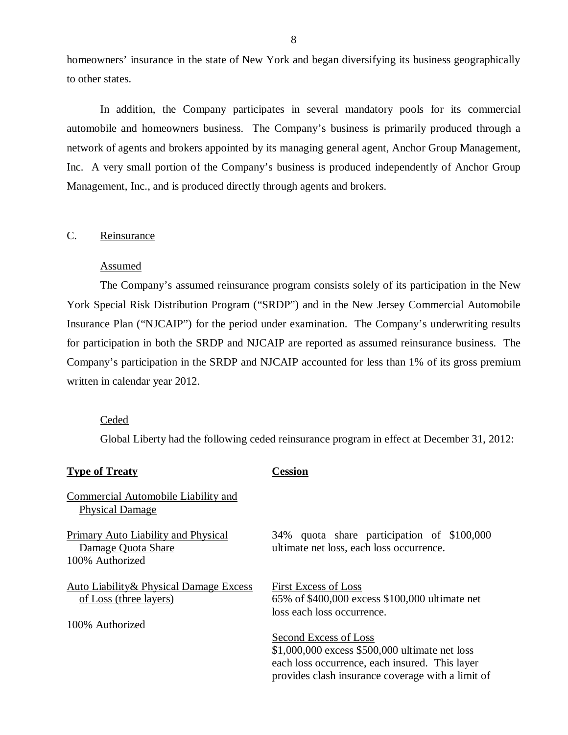homeowners' insurance in the state of New York and began diversifying its business geographically to other states.

In addition, the Company participates in several mandatory pools for its commercial automobile and homeowners business. The Company's business is primarily produced through a network of agents and brokers appointed by its managing general agent, Anchor Group Management, Inc. A very small portion of the Company's business is produced independently of Anchor Group Management, Inc., and is produced directly through agents and brokers.

## C. Reinsurance

### Assumed

The Company's assumed reinsurance program consists solely of its participation in the New York Special Risk Distribution Program ("SRDP") and in the New Jersey Commercial Automobile Insurance Plan ("NJCAIP") for the period under examination. The Company's underwriting results for participation in both the SRDP and NJCAIP are reported as assumed reinsurance business. The Company's participation in the SRDP and NJCAIP accounted for less than 1% of its gross premium written in calendar year 2012.

### Ceded

Global Liberty had the following ceded reinsurance program in effect at December 31, 2012:

| **Type of Treaty** | **Cession** |
|---|---|
| Commercial Automobile Liability and Physical Damage | |
| Primary Auto Liability and Physical Damage Quota Share<br>100% Authorized | 34% quota share participation of $100,000 ultimate net loss, each loss occurrence. |
| Auto Liability& Physical Damage Excess of Loss (three layers)<br><br>100% Authorized | First Excess of Loss<br>65% of $400,000 excess $100,000 ultimate net loss each loss occurrence.<br><br>Second Excess of Loss<br>$1,000,000 excess $500,000 ultimate net loss each loss occurrence, each insured. This layer provides clash insurance coverage with a limit of |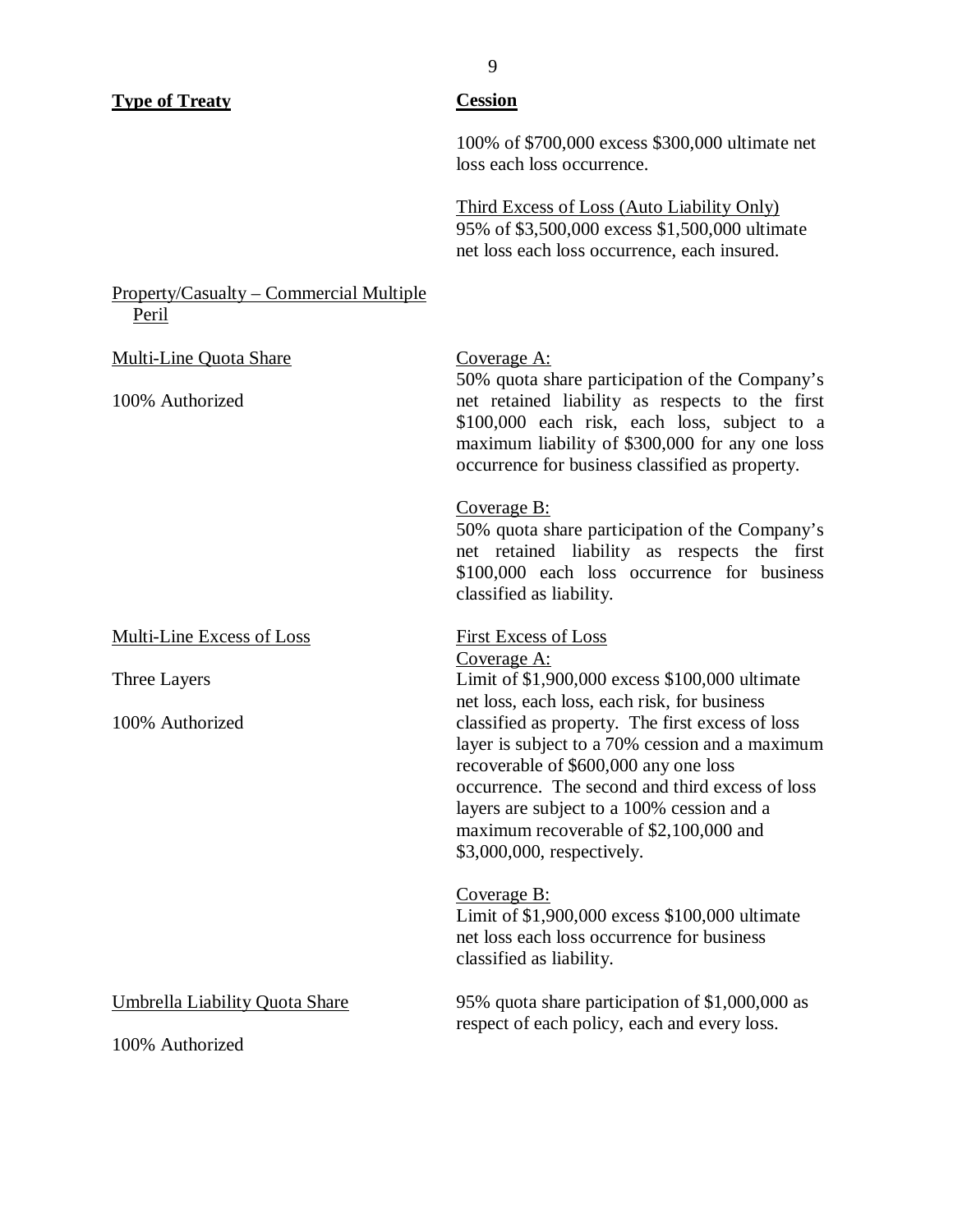| **Type of Treaty** | **Cession** |
|---|---|
| | 100% of $700,000 excess $300,000 ultimate net loss each loss occurrence.<br><br>Third Excess of Loss (Auto Liability Only)<br>95% of $3,500,000 excess $1,500,000 ultimate net loss each loss occurrence, each insured. |
| Property/Casualty – Commercial Multiple Peril | |
| Multi-Line Quota Share<br><br>100% Authorized | Coverage A:<br>50% quota share participation of the Company's net retained liability as respects to the first $100,000 each risk, each loss, subject to a maximum liability of $300,000 for any one loss occurrence for business classified as property.<br><br>Coverage B:<br>50% quota share participation of the Company's net retained liability as respects the first $100,000 each loss occurrence for business classified as liability. |
| Multi-Line Excess of Loss<br><br>Three Layers<br><br>100% Authorized | First Excess of Loss<br>Coverage A:<br>Limit of $1,900,000 excess $100,000 ultimate net loss, each loss, each risk, for business classified as property. The first excess of loss layer is subject to a 70% cession and a maximum recoverable of $600,000 any one loss occurrence. The second and third excess of loss layers are subject to a 100% cession and a maximum recoverable of $2,100,000 and $3,000,000, respectively.<br><br>Coverage B:<br>Limit of $1,900,000 excess $100,000 ultimate net loss each loss occurrence for business classified as liability. |
| Umbrella Liability Quota Share<br><br>100% Authorized | 95% quota share participation of $1,000,000 as respect of each policy, each and every loss. |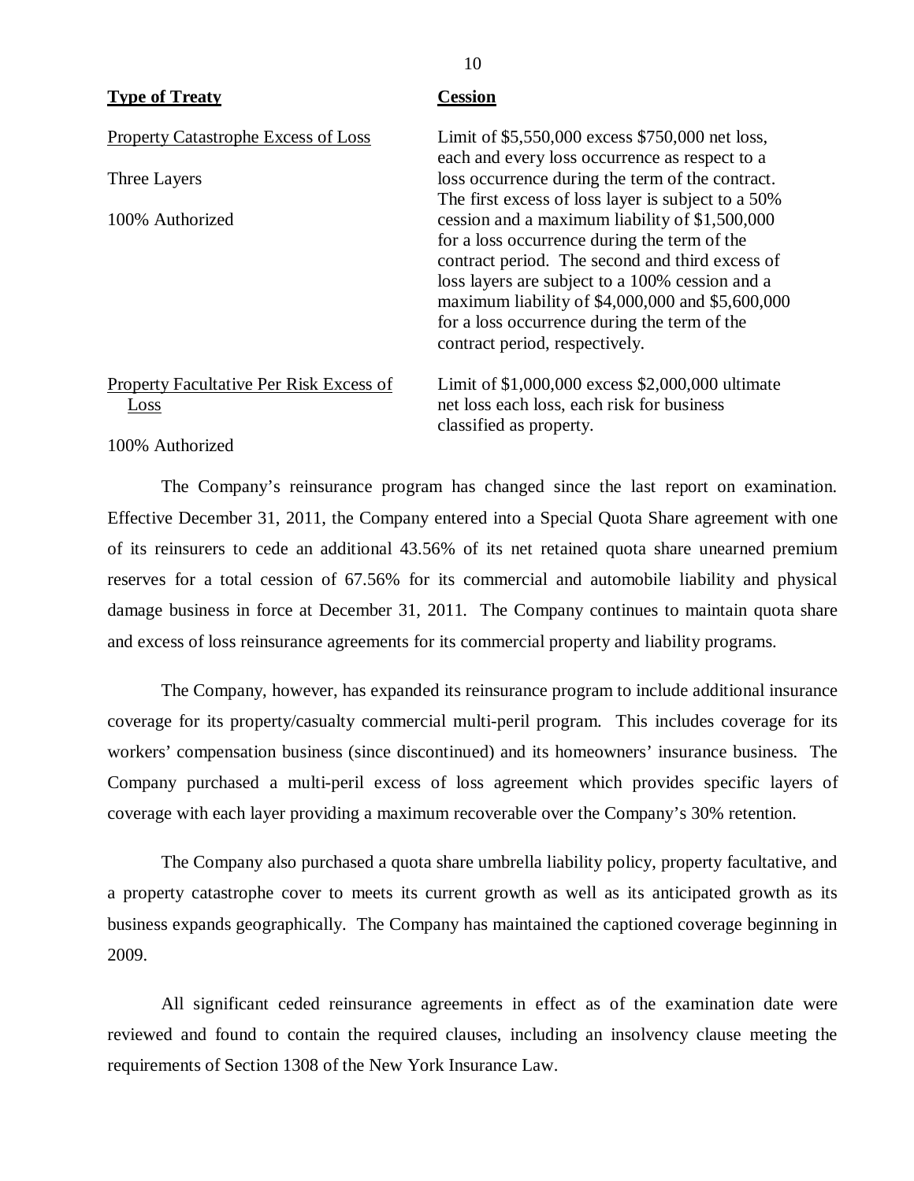| Type of Treaty | Cession |
|---|---|
| Property Catastrophe Excess of Loss<br><br>Three Layers<br><br>100% Authorized | Limit of $5,550,000 excess $750,000 net loss, each and every loss occurrence as respect to a loss occurrence during the term of the contract. The first excess of loss layer is subject to a 50% cession and a maximum liability of $1,500,000 for a loss occurrence during the term of the contract period. The second and third excess of loss layers are subject to a 100% cession and a maximum liability of $4,000,000 and $5,600,000 for a loss occurrence during the term of the contract period, respectively. |
| Property Facultative Per Risk Excess of Loss<br><br>100% Authorized | Limit of $1,000,000 excess $2,000,000 ultimate net loss each loss, each risk for business classified as property. |

The Company's reinsurance program has changed since the last report on examination. Effective December 31, 2011, the Company entered into a Special Quota Share agreement with one of its reinsurers to cede an additional 43.56% of its net retained quota share unearned premium reserves for a total cession of 67.56% for its commercial and automobile liability and physical damage business in force at December 31, 2011. The Company continues to maintain quota share and excess of loss reinsurance agreements for its commercial property and liability programs.

The Company, however, has expanded its reinsurance program to include additional insurance coverage for its property/casualty commercial multi-peril program. This includes coverage for its workers' compensation business (since discontinued) and its homeowners' insurance business. The Company purchased a multi-peril excess of loss agreement which provides specific layers of coverage with each layer providing a maximum recoverable over the Company's 30% retention.

The Company also purchased a quota share umbrella liability policy, property facultative, and a property catastrophe cover to meets its current growth as well as its anticipated growth as its business expands geographically. The Company has maintained the captioned coverage beginning in 2009.

All significant ceded reinsurance agreements in effect as of the examination date were reviewed and found to contain the required clauses, including an insolvency clause meeting the requirements of Section 1308 of the New York Insurance Law.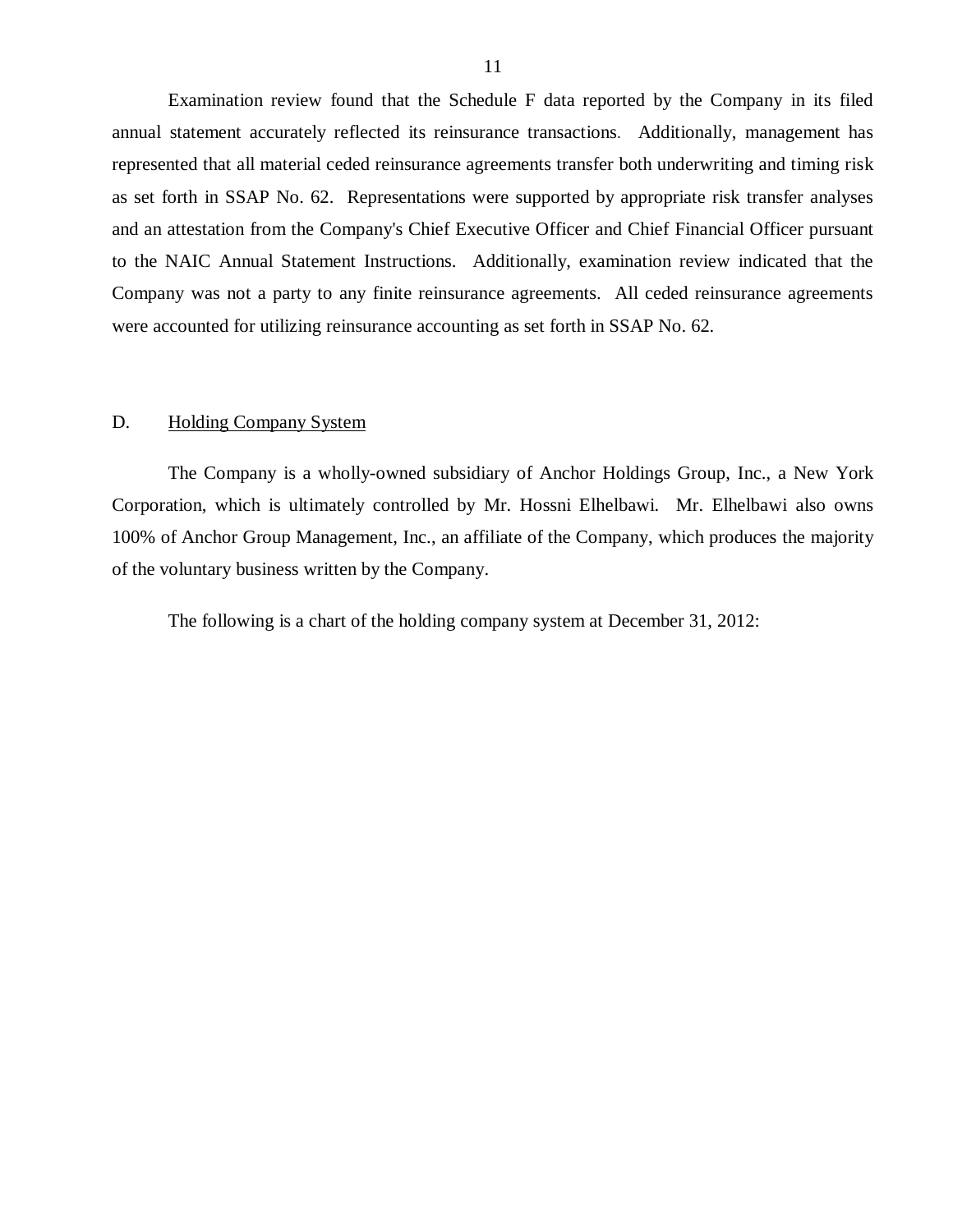Examination review found that the Schedule F data reported by the Company in its filed annual statement accurately reflected its reinsurance transactions. Additionally, management has represented that all material ceded reinsurance agreements transfer both underwriting and timing risk as set forth in SSAP No. 62. Representations were supported by appropriate risk transfer analyses and an attestation from the Company's Chief Executive Officer and Chief Financial Officer pursuant to the NAIC Annual Statement Instructions. Additionally, examination review indicated that the Company was not a party to any finite reinsurance agreements. All ceded reinsurance agreements were accounted for utilizing reinsurance accounting as set forth in SSAP No. 62.

## D. Holding Company System

The Company is a wholly-owned subsidiary of Anchor Holdings Group, Inc., a New York Corporation, which is ultimately controlled by Mr. Hossni Elhelbawi. Mr. Elhelbawi also owns 100% of Anchor Group Management, Inc., an affiliate of the Company, which produces the majority of the voluntary business written by the Company.

The following is a chart of the holding company system at December 31, 2012: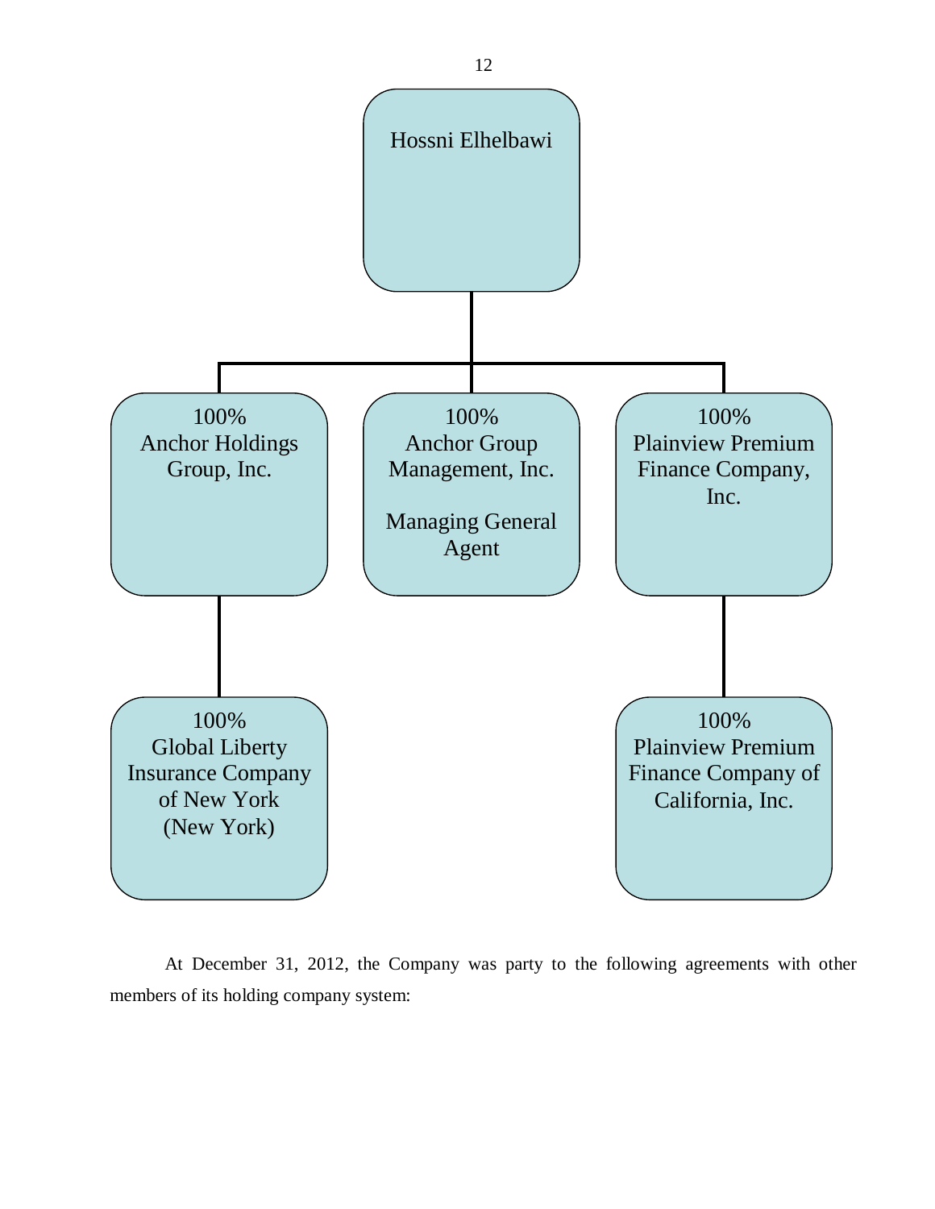Hossni Elhelbawi

- 100% Anchor Holdings Group, Inc.
  - 100% Global Liberty Insurance Company of New York (New York)
- 100% Anchor Group Management, Inc.

  Managing General Agent
- 100% Plainview Premium Finance Company, Inc.
  - 100% Plainview Premium Finance Company of California, Inc.

At December 31, 2012, the Company was party to the following agreements with other members of its holding company system: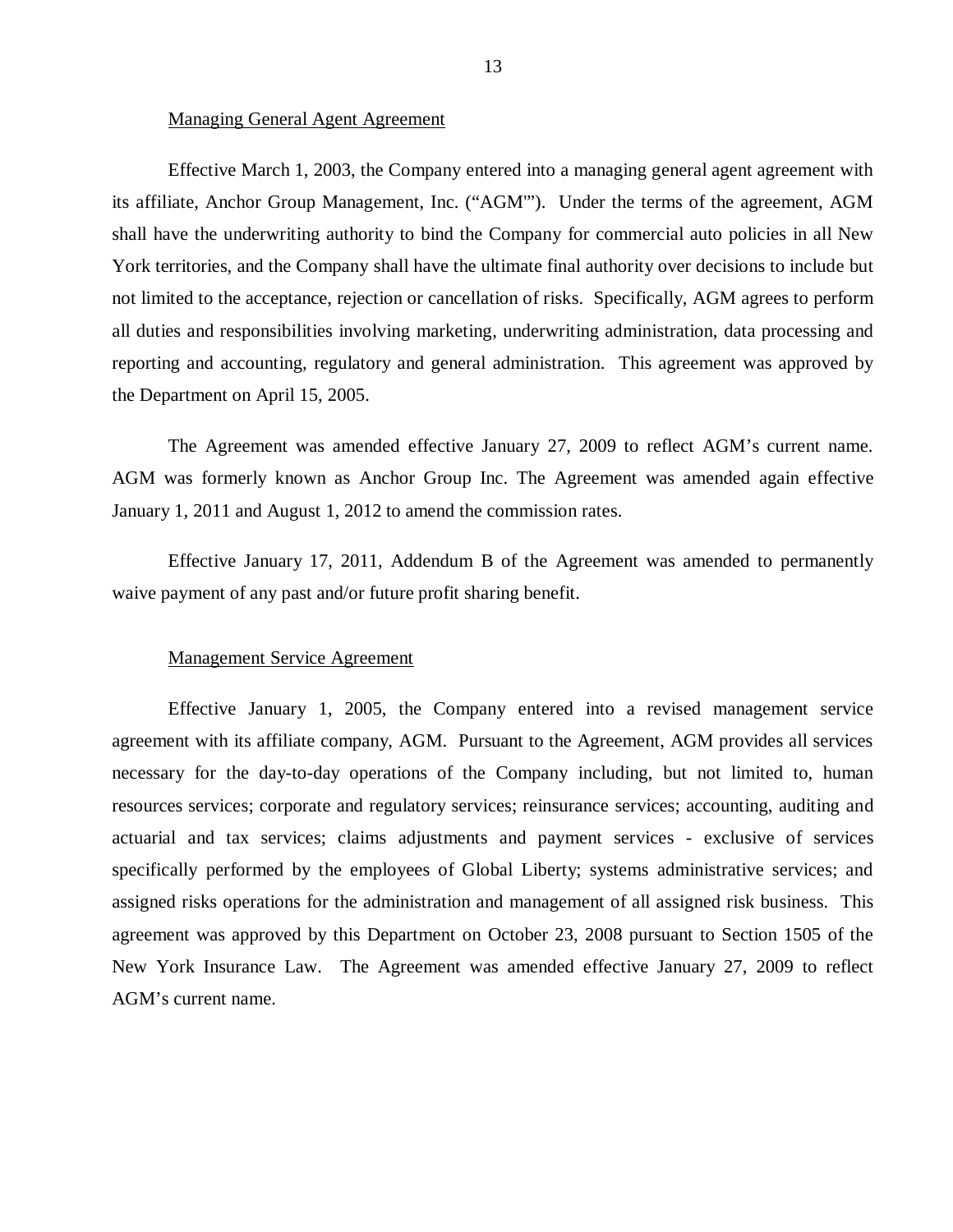Managing General Agent Agreement

Effective March 1, 2003, the Company entered into a managing general agent agreement with its affiliate, Anchor Group Management, Inc. ("AGM'"). Under the terms of the agreement, AGM shall have the underwriting authority to bind the Company for commercial auto policies in all New York territories, and the Company shall have the ultimate final authority over decisions to include but not limited to the acceptance, rejection or cancellation of risks. Specifically, AGM agrees to perform all duties and responsibilities involving marketing, underwriting administration, data processing and reporting and accounting, regulatory and general administration. This agreement was approved by the Department on April 15, 2005.

The Agreement was amended effective January 27, 2009 to reflect AGM's current name. AGM was formerly known as Anchor Group Inc. The Agreement was amended again effective January 1, 2011 and August 1, 2012 to amend the commission rates.

Effective January 17, 2011, Addendum B of the Agreement was amended to permanently waive payment of any past and/or future profit sharing benefit.

Management Service Agreement

Effective January 1, 2005, the Company entered into a revised management service agreement with its affiliate company, AGM. Pursuant to the Agreement, AGM provides all services necessary for the day-to-day operations of the Company including, but not limited to, human resources services; corporate and regulatory services; reinsurance services; accounting, auditing and actuarial and tax services; claims adjustments and payment services - exclusive of services specifically performed by the employees of Global Liberty; systems administrative services; and assigned risks operations for the administration and management of all assigned risk business. This agreement was approved by this Department on October 23, 2008 pursuant to Section 1505 of the New York Insurance Law. The Agreement was amended effective January 27, 2009 to reflect AGM's current name.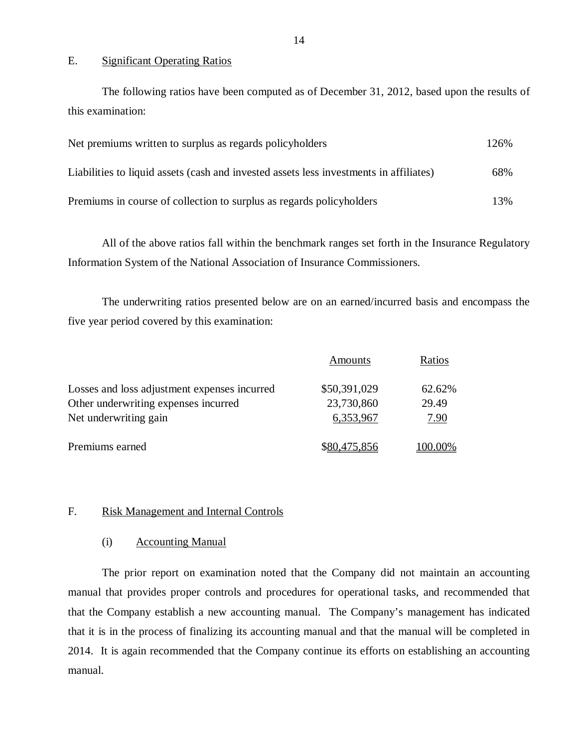## E. Significant Operating Ratios

The following ratios have been computed as of December 31, 2012, based upon the results of this examination:

| | |
|---|---|
| Net premiums written to surplus as regards policyholders | 126% |
| Liabilities to liquid assets (cash and invested assets less investments in affiliates) | 68% |
| Premiums in course of collection to surplus as regards policyholders | 13% |

All of the above ratios fall within the benchmark ranges set forth in the Insurance Regulatory Information System of the National Association of Insurance Commissioners.

The underwriting ratios presented below are on an earned/incurred basis and encompass the five year period covered by this examination:

| | Amounts | Ratios |
|---|---|---|
| Losses and loss adjustment expenses incurred | $50,391,029 | 62.62% |
| Other underwriting expenses incurred | 23,730,860 | 29.49 |
| Net underwriting gain | 6,353,967 | 7.90 |
| Premiums earned | $80,475,856 | 100.00% |

## F. Risk Management and Internal Controls

### (i) Accounting Manual

The prior report on examination noted that the Company did not maintain an accounting manual that provides proper controls and procedures for operational tasks, and recommended that that the Company establish a new accounting manual. The Company's management has indicated that it is in the process of finalizing its accounting manual and that the manual will be completed in 2014. It is again recommended that the Company continue its efforts on establishing an accounting manual.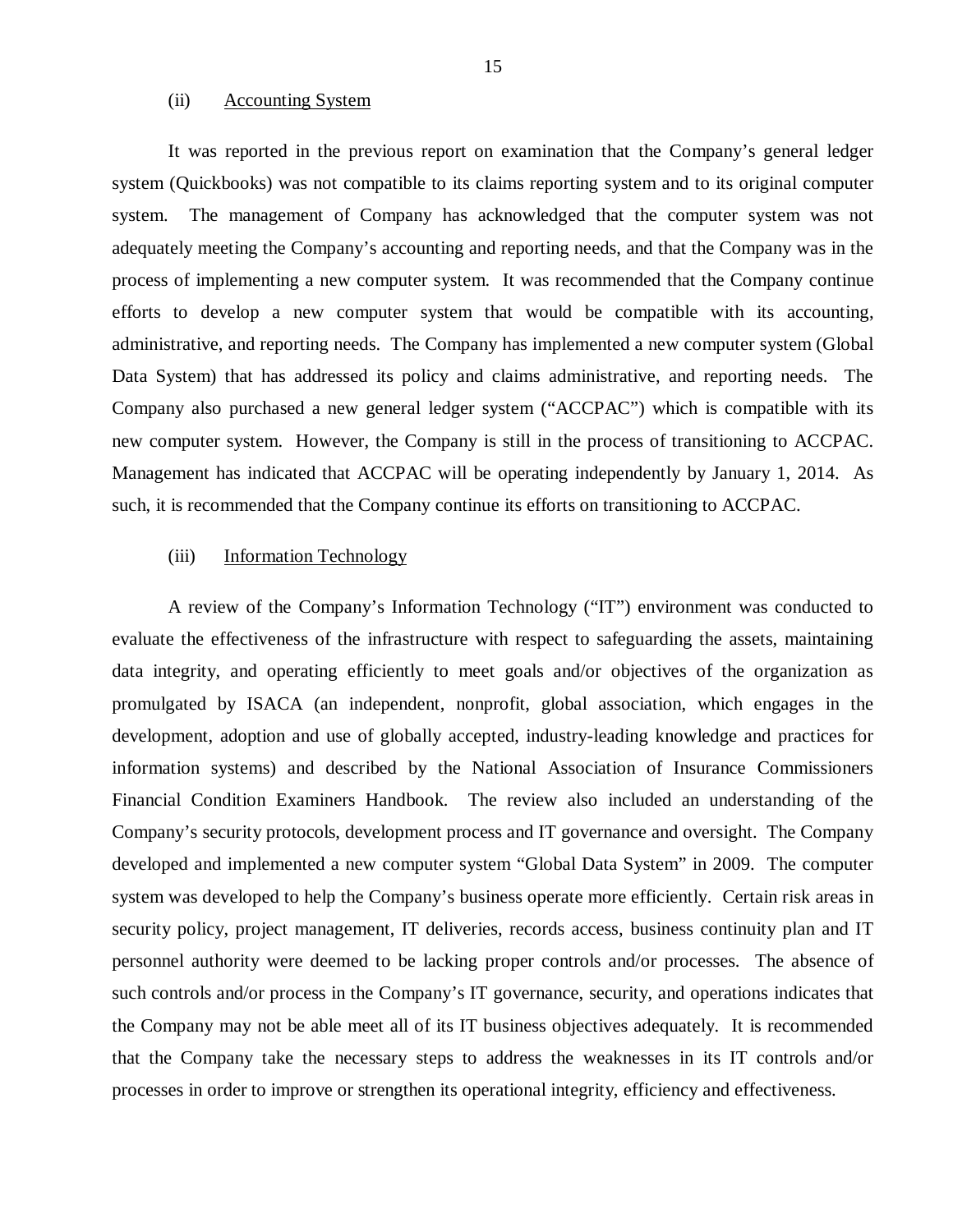(ii) Accounting System

It was reported in the previous report on examination that the Company's general ledger system (Quickbooks) was not compatible to its claims reporting system and to its original computer system. The management of Company has acknowledged that the computer system was not adequately meeting the Company's accounting and reporting needs, and that the Company was in the process of implementing a new computer system. It was recommended that the Company continue efforts to develop a new computer system that would be compatible with its accounting, administrative, and reporting needs. The Company has implemented a new computer system (Global Data System) that has addressed its policy and claims administrative, and reporting needs. The Company also purchased a new general ledger system ("ACCPAC") which is compatible with its new computer system. However, the Company is still in the process of transitioning to ACCPAC. Management has indicated that ACCPAC will be operating independently by January 1, 2014. As such, it is recommended that the Company continue its efforts on transitioning to ACCPAC.

(iii) Information Technology

A review of the Company's Information Technology ("IT") environment was conducted to evaluate the effectiveness of the infrastructure with respect to safeguarding the assets, maintaining data integrity, and operating efficiently to meet goals and/or objectives of the organization as promulgated by ISACA (an independent, nonprofit, global association, which engages in the development, adoption and use of globally accepted, industry-leading knowledge and practices for information systems) and described by the National Association of Insurance Commissioners Financial Condition Examiners Handbook. The review also included an understanding of the Company's security protocols, development process and IT governance and oversight. The Company developed and implemented a new computer system "Global Data System" in 2009. The computer system was developed to help the Company's business operate more efficiently. Certain risk areas in security policy, project management, IT deliveries, records access, business continuity plan and IT personnel authority were deemed to be lacking proper controls and/or processes. The absence of such controls and/or process in the Company's IT governance, security, and operations indicates that the Company may not be able meet all of its IT business objectives adequately. It is recommended that the Company take the necessary steps to address the weaknesses in its IT controls and/or processes in order to improve or strengthen its operational integrity, efficiency and effectiveness.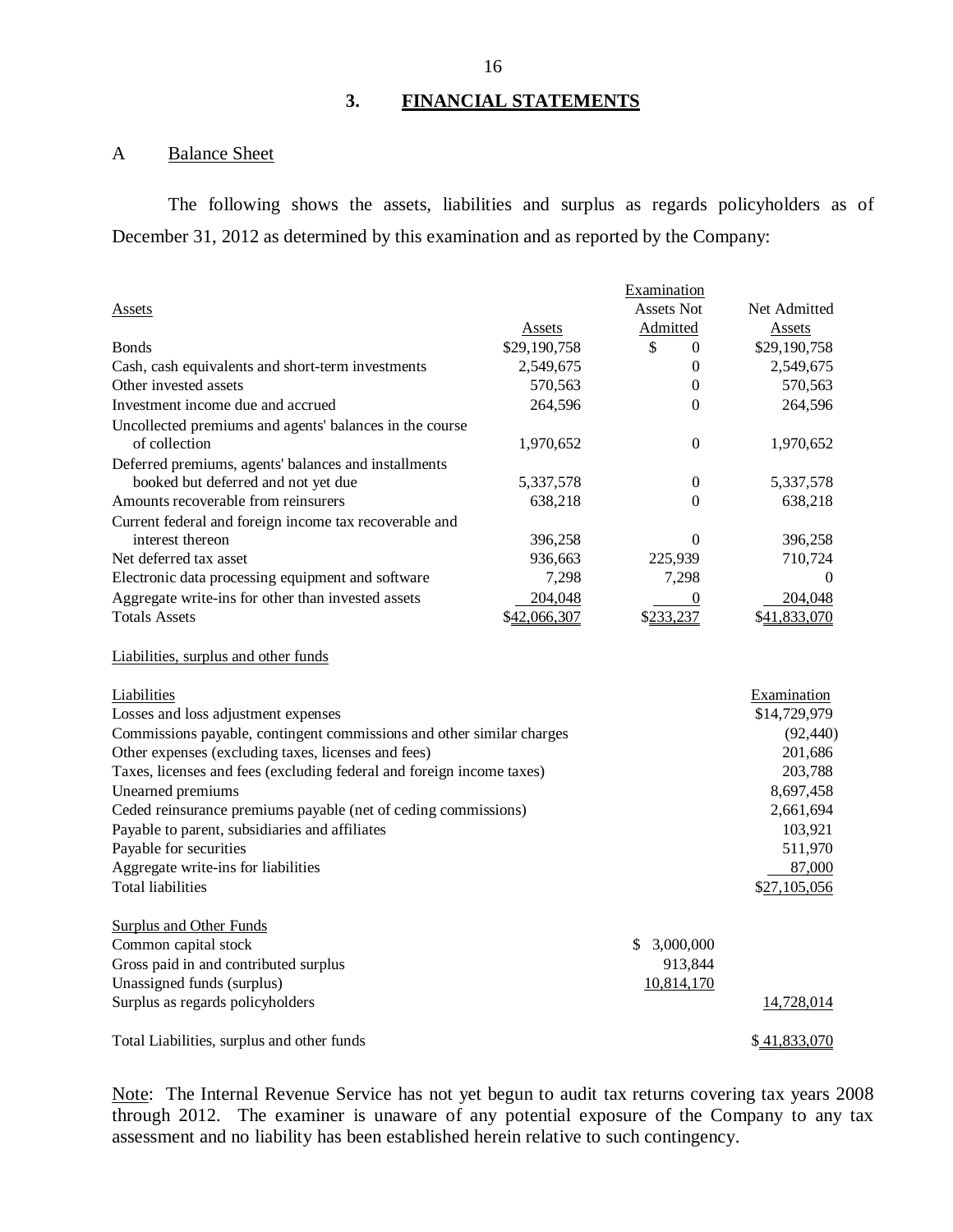## 3. FINANCIAL STATEMENTS

### A Balance Sheet

The following shows the assets, liabilities and surplus as regards policyholders as of December 31, 2012 as determined by this examination and as reported by the Company:

| Assets | Assets | Examination Assets Not Admitted | Net Admitted Assets |
|---|---|---|---|
| Bonds | $29,190,758 | $ 0 | $29,190,758 |
| Cash, cash equivalents and short-term investments | 2,549,675 | 0 | 2,549,675 |
| Other invested assets | 570,563 | 0 | 570,563 |
| Investment income due and accrued | 264,596 | 0 | 264,596 |
| Uncollected premiums and agents' balances in the course of collection | 1,970,652 | 0 | 1,970,652 |
| Deferred premiums, agents' balances and installments booked but deferred and not yet due | 5,337,578 | 0 | 5,337,578 |
| Amounts recoverable from reinsurers | 638,218 | 0 | 638,218 |
| Current federal and foreign income tax recoverable and interest thereon | 396,258 | 0 | 396,258 |
| Net deferred tax asset | 936,663 | 225,939 | 710,724 |
| Electronic data processing equipment and software | 7,298 | 7,298 | 0 |
| Aggregate write-ins for other than invested assets | 204,048 | 0 | 204,048 |
| Totals Assets | $42,066,307 | $233,237 | $41,833,070 |

Liabilities, surplus and other funds

| Liabilities | | Examination |
|---|---|---|
| Losses and loss adjustment expenses | | $14,729,979 |
| Commissions payable, contingent commissions and other similar charges | | (92,440) |
| Other expenses (excluding taxes, licenses and fees) | | 201,686 |
| Taxes, licenses and fees (excluding federal and foreign income taxes) | | 203,788 |
| Unearned premiums | | 8,697,458 |
| Ceded reinsurance premiums payable (net of ceding commissions) | | 2,661,694 |
| Payable to parent, subsidiaries and affiliates | | 103,921 |
| Payable for securities | | 511,970 |
| Aggregate write-ins for liabilities | | 87,000 |
| Total liabilities | | $27,105,056 |
| **Surplus and Other Funds** | | |
| Common capital stock | $ 3,000,000 | |
| Gross paid in and contributed surplus | 913,844 | |
| Unassigned funds (surplus) | 10,814,170 | |
| Surplus as regards policyholders | | 14,728,014 |
| Total Liabilities, surplus and other funds | | $ 41,833,070 |

Note: The Internal Revenue Service has not yet begun to audit tax returns covering tax years 2008 through 2012. The examiner is unaware of any potential exposure of the Company to any tax assessment and no liability has been established herein relative to such contingency.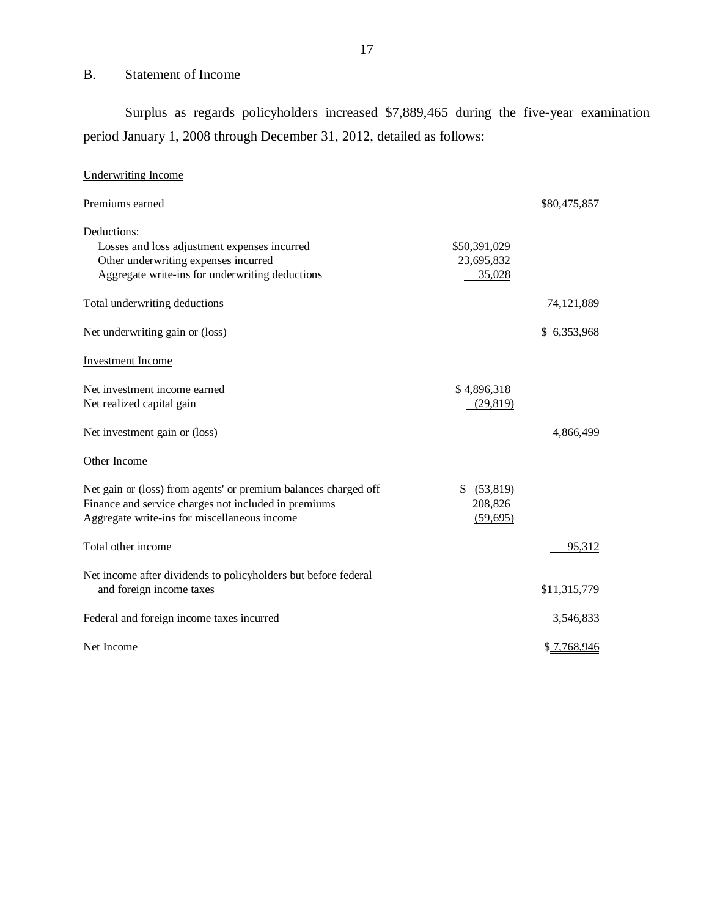## B. Statement of Income

Surplus as regards policyholders increased $7,889,465 during the five-year examination period January 1, 2008 through December 31, 2012, detailed as follows:

| | | |
|---|---|---|
| Underwriting Income | | |
| Premiums earned | | $80,475,857 |
| Deductions: | | |
| Losses and loss adjustment expenses incurred | $50,391,029 | |
| Other underwriting expenses incurred | 23,695,832 | |
| Aggregate write-ins for underwriting deductions | 35,028 | |
| Total underwriting deductions | | 74,121,889 |
| Net underwriting gain or (loss) | | $ 6,353,968 |
| Investment Income | | |
| Net investment income earned | $ 4,896,318 | |
| Net realized capital gain | (29,819) | |
| Net investment gain or (loss) | | 4,866,499 |
| Other Income | | |
| Net gain or (loss) from agents' or premium balances charged off | $ (53,819) | |
| Finance and service charges not included in premiums | 208,826 | |
| Aggregate write-ins for miscellaneous income | (59,695) | |
| Total other income | | 95,312 |
| Net income after dividends to policyholders but before federal and foreign income taxes | | $11,315,779 |
| Federal and foreign income taxes incurred | | 3,546,833 |
| Net Income | | $ 7,768,946 |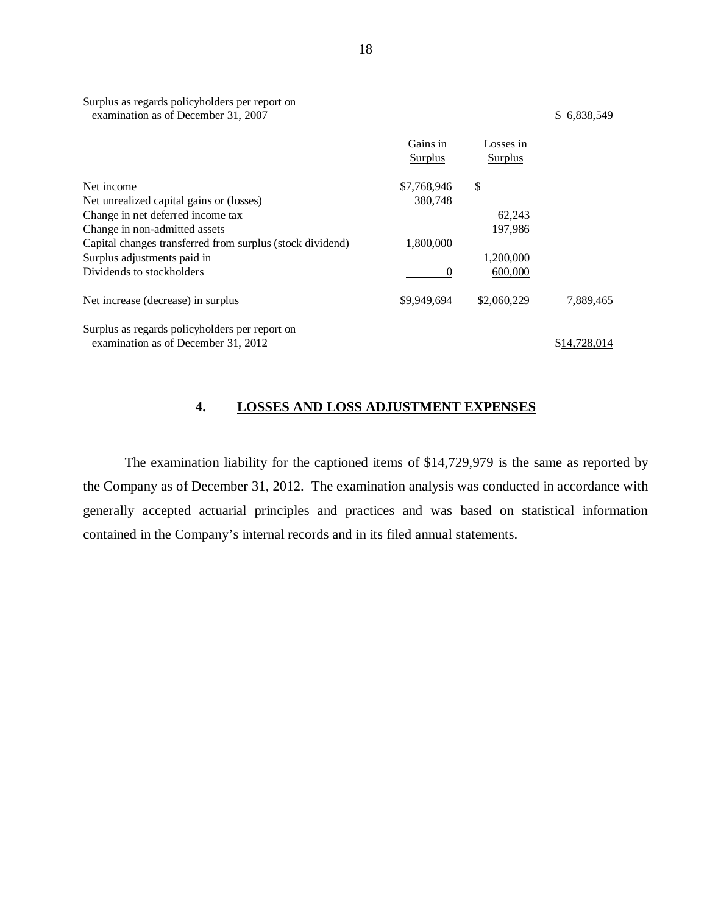| | Gains in Surplus | Losses in Surplus | |
|---|---|---|---|
| Surplus as regards policyholders per report on examination as of December 31, 2007 | | | $ 6,838,549 |
| Net income | $7,768,946 | $ | |
| Net unrealized capital gains or (losses) | 380,748 | | |
| Change in net deferred income tax | | 62,243 | |
| Change in non-admitted assets | | 197,986 | |
| Capital changes transferred from surplus (stock dividend) | 1,800,000 | | |
| Surplus adjustments paid in | | 1,200,000 | |
| Dividends to stockholders | 0 | 600,000 | |
| Net increase (decrease) in surplus | $9,949,694 | $2,060,229 | 7,889,465 |
| Surplus as regards policyholders per report on examination as of December 31, 2012 | | | $14,728,014 |

## 4. LOSSES AND LOSS ADJUSTMENT EXPENSES

The examination liability for the captioned items of $14,729,979 is the same as reported by the Company as of December 31, 2012. The examination analysis was conducted in accordance with generally accepted actuarial principles and practices and was based on statistical information contained in the Company's internal records and in its filed annual statements.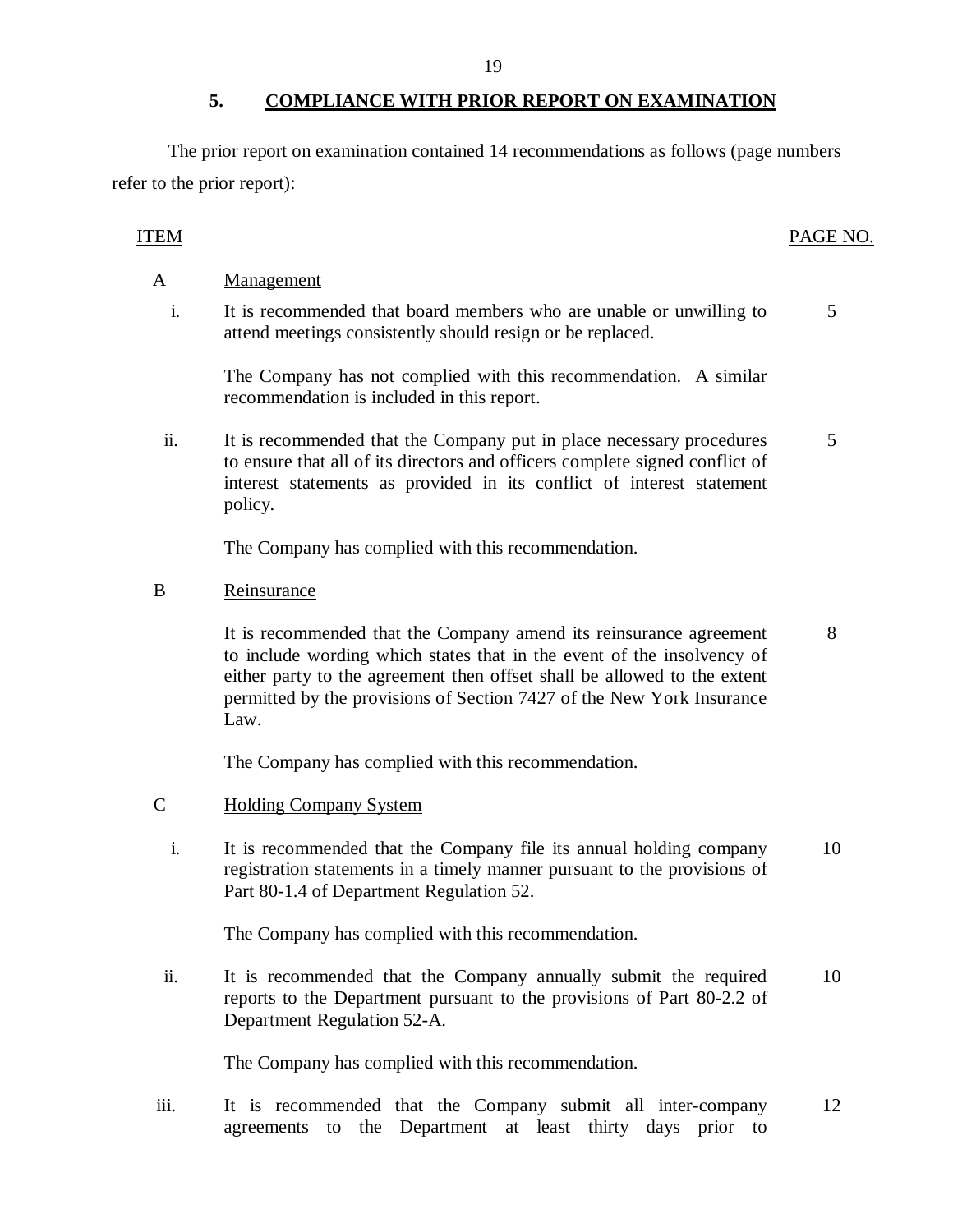## 5. COMPLIANCE WITH PRIOR REPORT ON EXAMINATION

The prior report on examination contained 14 recommendations as follows (page numbers refer to the prior report):

| ITEM | | PAGE NO. |
|---|---|---|
| A | Management | |
| i. | It is recommended that board members who are unable or unwilling to attend meetings consistently should resign or be replaced. | 5 |
| | The Company has not complied with this recommendation. A similar recommendation is included in this report. | |
| ii. | It is recommended that the Company put in place necessary procedures to ensure that all of its directors and officers complete signed conflict of interest statements as provided in its conflict of interest statement policy. | 5 |
| | The Company has complied with this recommendation. | |
| B | Reinsurance | |
| | It is recommended that the Company amend its reinsurance agreement to include wording which states that in the event of the insolvency of either party to the agreement then offset shall be allowed to the extent permitted by the provisions of Section 7427 of the New York Insurance Law. | 8 |
| | The Company has complied with this recommendation. | |
| C | Holding Company System | |
| i. | It is recommended that the Company file its annual holding company registration statements in a timely manner pursuant to the provisions of Part 80-1.4 of Department Regulation 52. | 10 |
| | The Company has complied with this recommendation. | |
| ii. | It is recommended that the Company annually submit the required reports to the Department pursuant to the provisions of Part 80-2.2 of Department Regulation 52-A. | 10 |
| | The Company has complied with this recommendation. | |
| iii. | It is recommended that the Company submit all inter-company agreements to the Department at least thirty days prior to | 12 |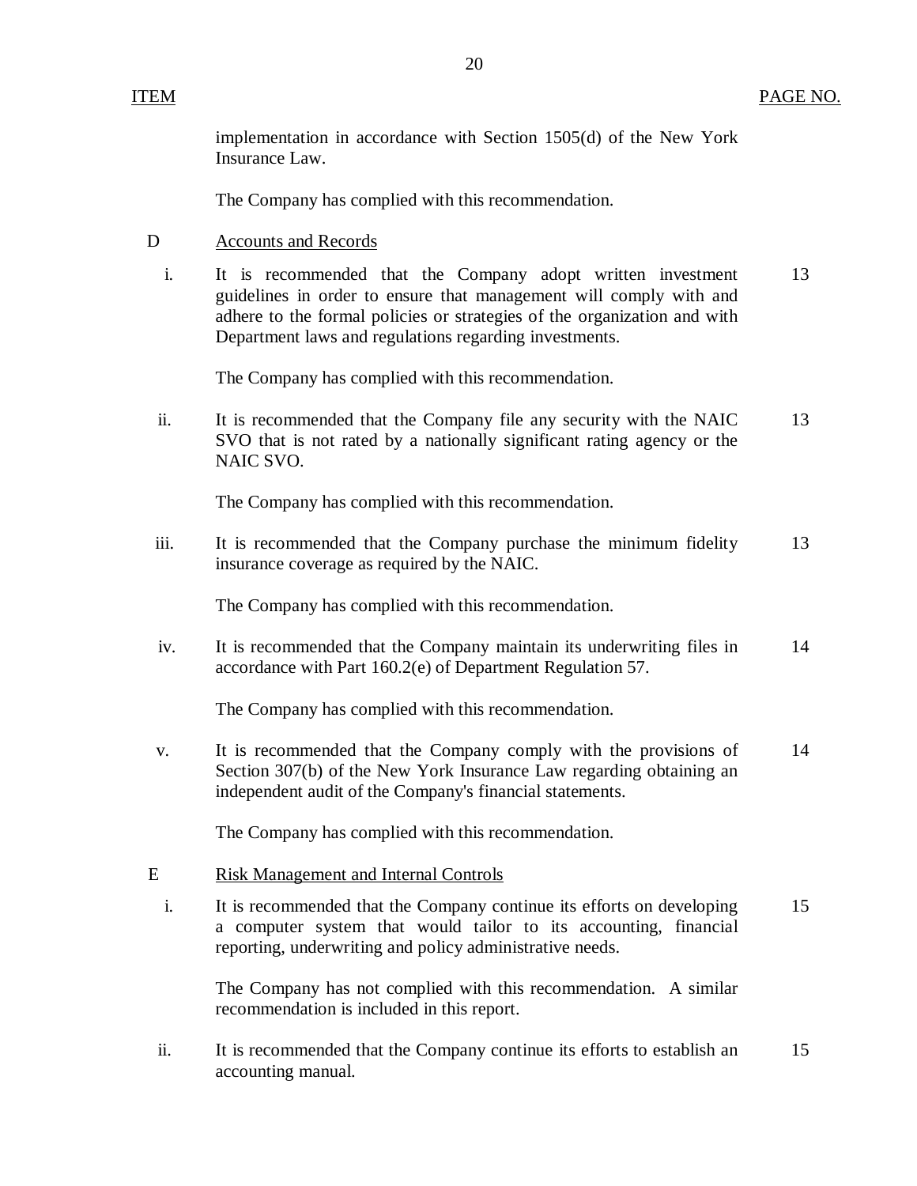| ITEM | | PAGE NO. |
|---|---|---|
| | implementation in accordance with Section 1505(d) of the New York Insurance Law. | |
| | The Company has complied with this recommendation. | |
| D | Accounts and Records | |
| i. | It is recommended that the Company adopt written investment guidelines in order to ensure that management will comply with and adhere to the formal policies or strategies of the organization and with Department laws and regulations regarding investments. | 13 |
| | The Company has complied with this recommendation. | |
| ii. | It is recommended that the Company file any security with the NAIC SVO that is not rated by a nationally significant rating agency or the NAIC SVO. | 13 |
| | The Company has complied with this recommendation. | |
| iii. | It is recommended that the Company purchase the minimum fidelity insurance coverage as required by the NAIC. | 13 |
| | The Company has complied with this recommendation. | |
| iv. | It is recommended that the Company maintain its underwriting files in accordance with Part 160.2(e) of Department Regulation 57. | 14 |
| | The Company has complied with this recommendation. | |
| v. | It is recommended that the Company comply with the provisions of Section 307(b) of the New York Insurance Law regarding obtaining an independent audit of the Company's financial statements. | 14 |
| | The Company has complied with this recommendation. | |
| E | Risk Management and Internal Controls | |
| i. | It is recommended that the Company continue its efforts on developing a computer system that would tailor to its accounting, financial reporting, underwriting and policy administrative needs. | 15 |
| | The Company has not complied with this recommendation. A similar recommendation is included in this report. | |
| ii. | It is recommended that the Company continue its efforts to establish an accounting manual. | 15 |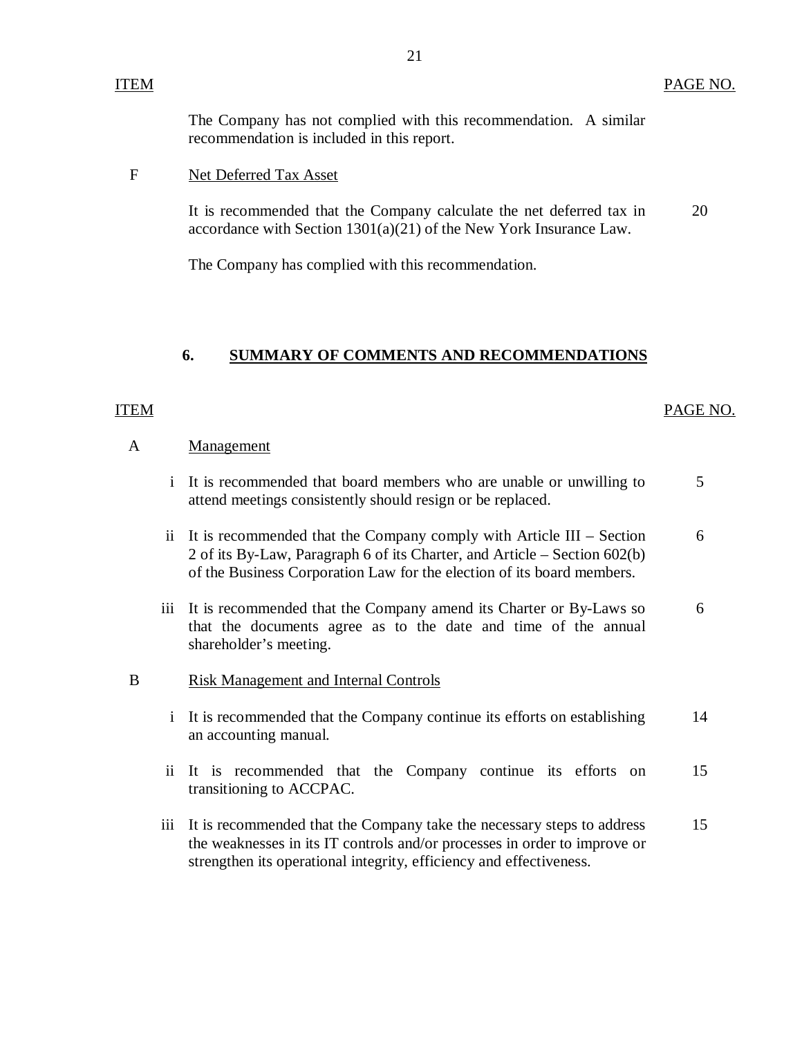| ITEM | | PAGE NO. |
|---|---|---|
| | The Company has not complied with this recommendation. A similar recommendation is included in this report. | |
| F | Net Deferred Tax Asset | |
| | It is recommended that the Company calculate the net deferred tax in accordance with Section 1301(a)(21) of the New York Insurance Law. | 20 |
| | The Company has complied with this recommendation. | |

## 6. SUMMARY OF COMMENTS AND RECOMMENDATIONS

| ITEM | | PAGE NO. |
|---|---|---|
| A | Management | |
| i | It is recommended that board members who are unable or unwilling to attend meetings consistently should resign or be replaced. | 5 |
| ii | It is recommended that the Company comply with Article III – Section 2 of its By-Law, Paragraph 6 of its Charter, and Article – Section 602(b) of the Business Corporation Law for the election of its board members. | 6 |
| iii | It is recommended that the Company amend its Charter or By-Laws so that the documents agree as to the date and time of the annual shareholder's meeting. | 6 |
| B | Risk Management and Internal Controls | |
| i | It is recommended that the Company continue its efforts on establishing an accounting manual. | 14 |
| ii | It is recommended that the Company continue its efforts on transitioning to ACCPAC. | 15 |
| iii | It is recommended that the Company take the necessary steps to address the weaknesses in its IT controls and/or processes in order to improve or strengthen its operational integrity, efficiency and effectiveness. | 15 |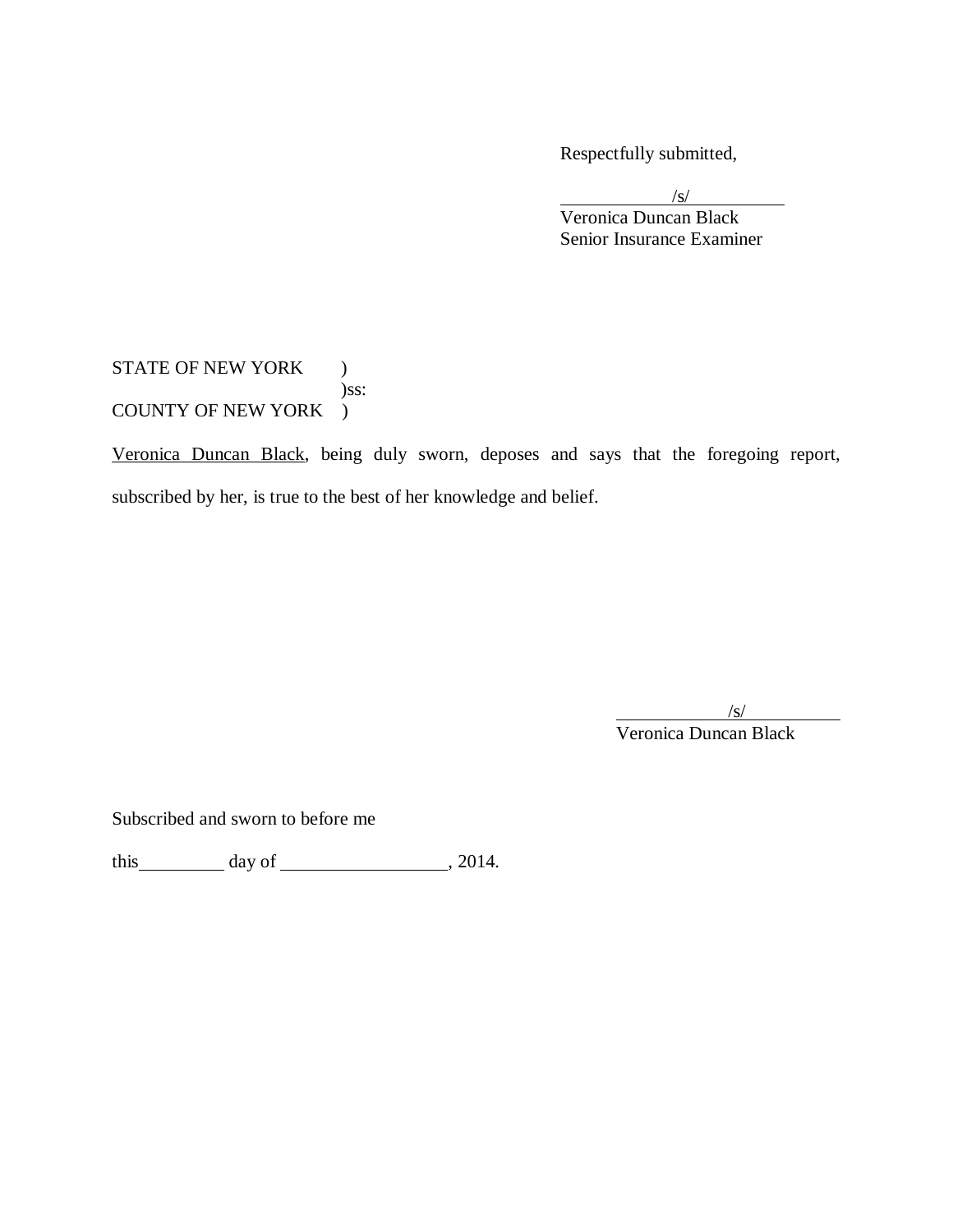Respectfully submitted,

/s/
Veronica Duncan Black
Senior Insurance Examiner

STATE OF NEW YORK )
)ss:
COUNTY OF NEW YORK )

Veronica Duncan Black, being duly sworn, deposes and says that the foregoing report, subscribed by her, is true to the best of her knowledge and belief.

/s/
Veronica Duncan Black

Subscribed and sworn to before me

this\_\_\_\_\_\_\_\_\_ day of \_\_\_\_\_\_\_\_\_\_\_\_\_\_\_\_\_\_, 2014.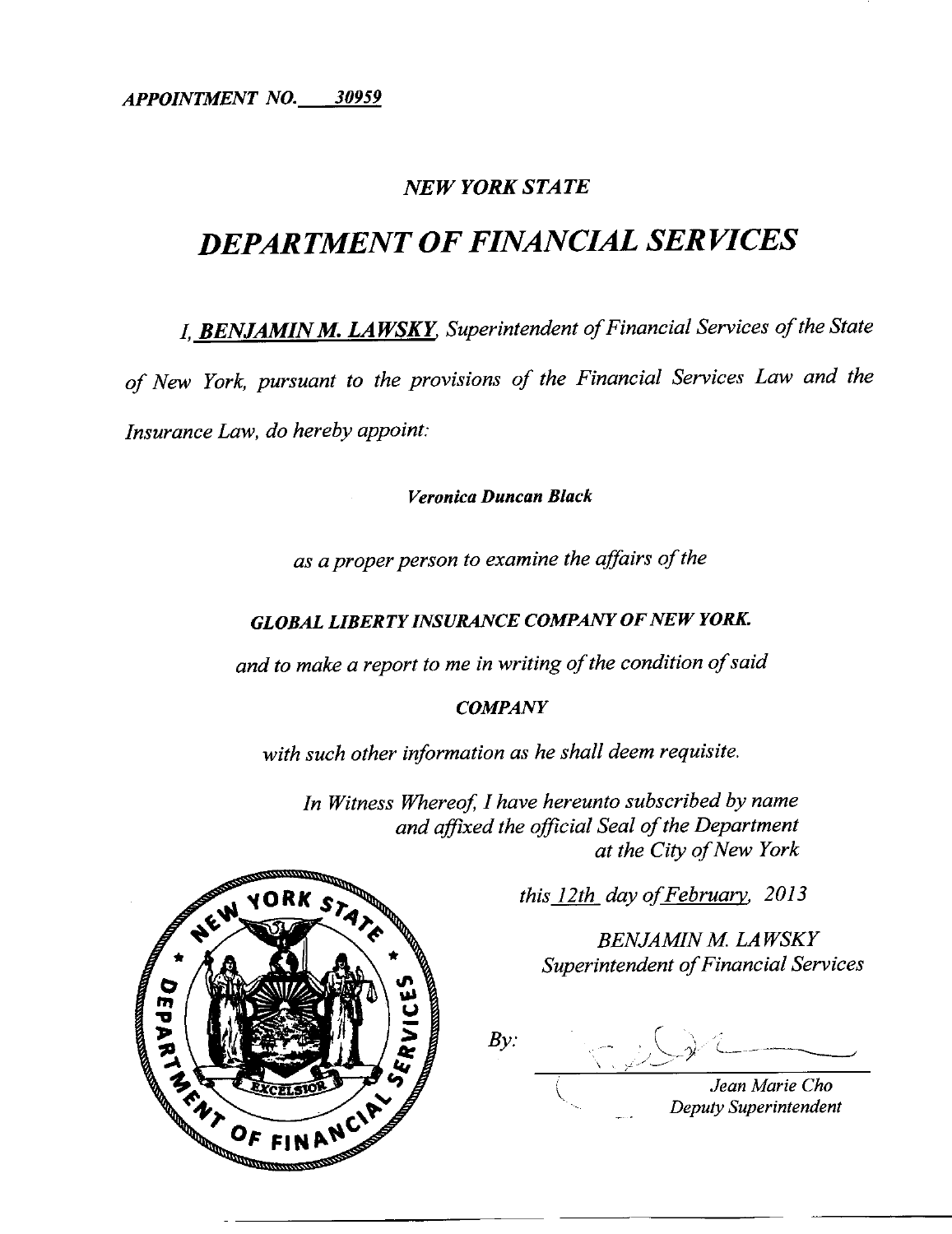*APPOINTMENT NO. 30959*

## *NEW YORK STATE*

# *DEPARTMENT OF FINANCIAL SERVICES*

*I, **BENJAMIN M. LAWSKY**, Superintendent of Financial Services of the State of New York, pursuant to the provisions of the Financial Services Law and the Insurance Law, do hereby appoint:*

***Veronica Duncan Black***

*as a proper person to examine the affairs of the*

***GLOBAL LIBERTY INSURANCE COMPANY OF NEW YORK.***

*and to make a report to me in writing of the condition of said*

***COMPANY***

*with such other information as he shall deem requisite.*

*In Witness Whereof, I have hereunto subscribed by name and affixed the official Seal of the Department at the City of New York*

*this 12th day of February, 2013*

*BENJAMIN M. LAWSKY*
*Superintendent of Financial Services*

*By:*

*Jean Marie Cho*
*Deputy Superintendent*